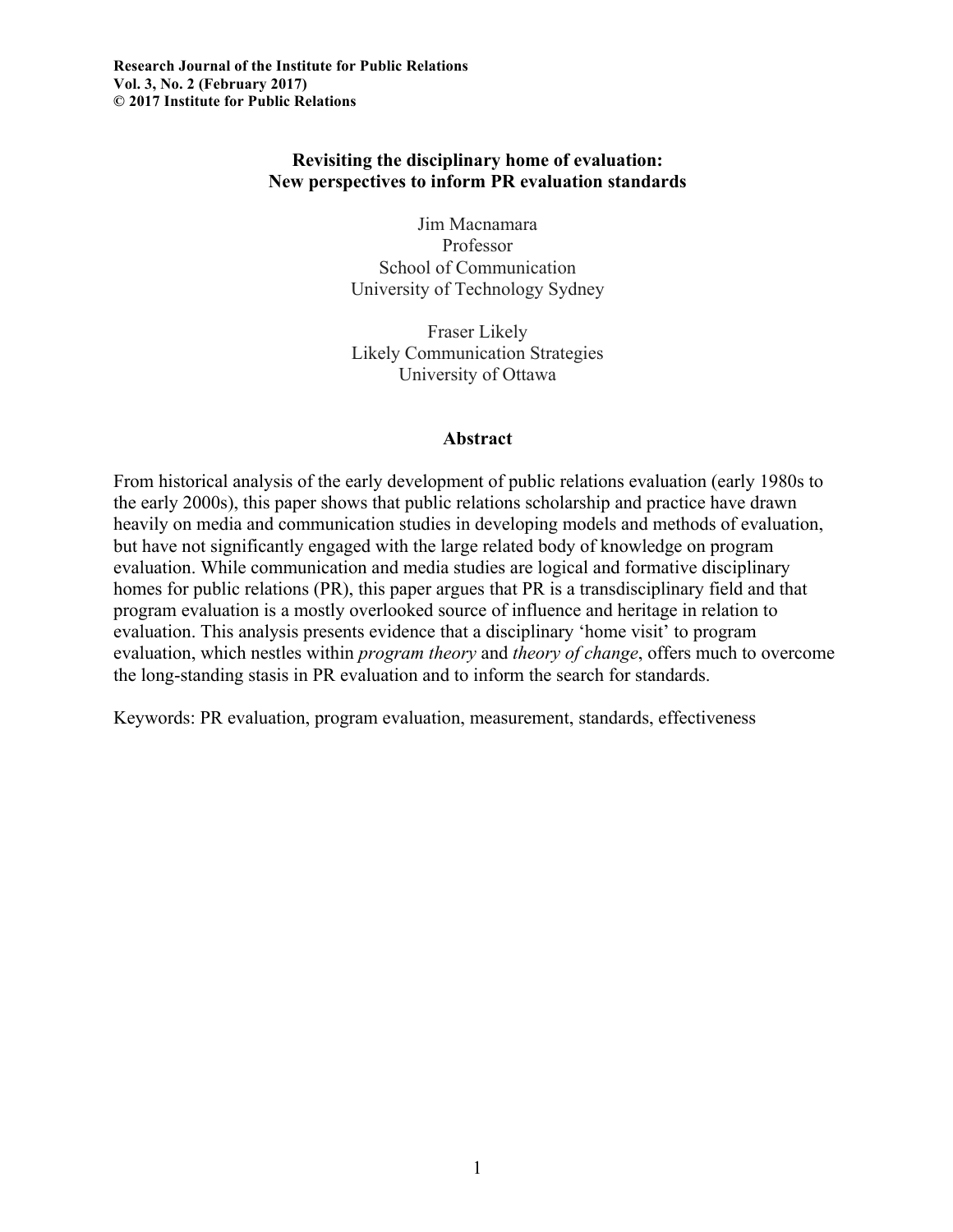# Revisiting the disciplinary home of evaluation: New perspectives to inform PR evaluation standards

Jim Macnamara
Professor
School of Communication
University of Technology Sydney

Fraser Likely
Likely Communication Strategies
University of Ottawa

## Abstract

From historical analysis of the early development of public relations evaluation (early 1980s to the early 2000s), this paper shows that public relations scholarship and practice have drawn heavily on media and communication studies in developing models and methods of evaluation, but have not significantly engaged with the large related body of knowledge on program evaluation. While communication and media studies are logical and formative disciplinary homes for public relations (PR), this paper argues that PR is a transdisciplinary field and that program evaluation is a mostly overlooked source of influence and heritage in relation to evaluation. This analysis presents evidence that a disciplinary 'home visit' to program evaluation, which nestles within *program theory* and *theory of change*, offers much to overcome the long-standing stasis in PR evaluation and to inform the search for standards.

Keywords: PR evaluation, program evaluation, measurement, standards, effectiveness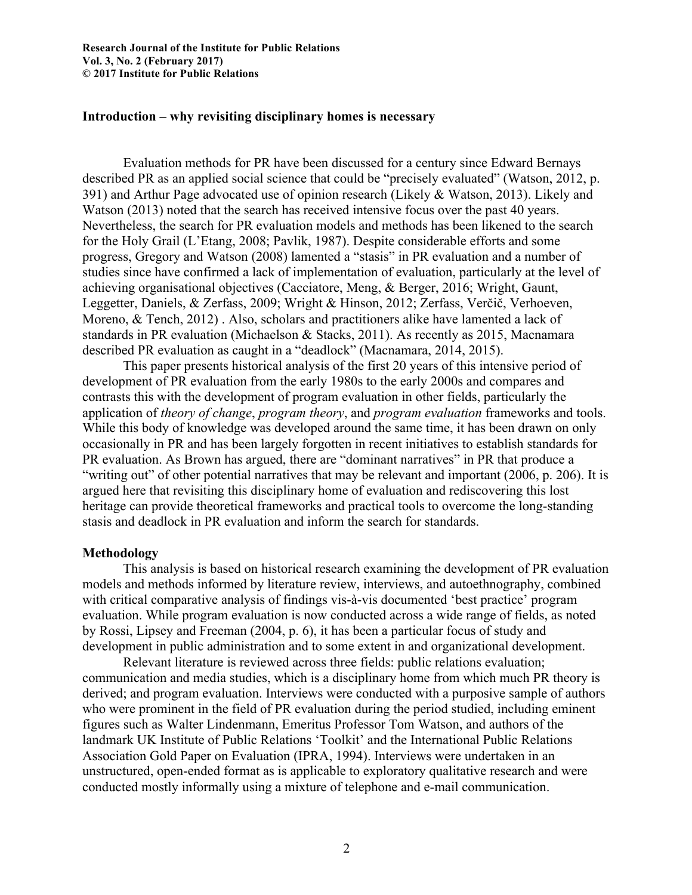## Introduction – why revisiting disciplinary homes is necessary

Evaluation methods for PR have been discussed for a century since Edward Bernays described PR as an applied social science that could be "precisely evaluated" (Watson, 2012, p. 391) and Arthur Page advocated use of opinion research (Likely & Watson, 2013). Likely and Watson (2013) noted that the search has received intensive focus over the past 40 years. Nevertheless, the search for PR evaluation models and methods has been likened to the search for the Holy Grail (L'Etang, 2008; Pavlik, 1987). Despite considerable efforts and some progress, Gregory and Watson (2008) lamented a "stasis" in PR evaluation and a number of studies since have confirmed a lack of implementation of evaluation, particularly at the level of achieving organisational objectives (Cacciatore, Meng, & Berger, 2016; Wright, Gaunt, Leggetter, Daniels, & Zerfass, 2009; Wright & Hinson, 2012; Zerfass, Verčič, Verhoeven, Moreno, & Tench, 2012) . Also, scholars and practitioners alike have lamented a lack of standards in PR evaluation (Michaelson & Stacks, 2011). As recently as 2015, Macnamara described PR evaluation as caught in a "deadlock" (Macnamara, 2014, 2015).

This paper presents historical analysis of the first 20 years of this intensive period of development of PR evaluation from the early 1980s to the early 2000s and compares and contrasts this with the development of program evaluation in other fields, particularly the application of *theory of change*, *program theory*, and *program evaluation* frameworks and tools. While this body of knowledge was developed around the same time, it has been drawn on only occasionally in PR and has been largely forgotten in recent initiatives to establish standards for PR evaluation. As Brown has argued, there are "dominant narratives" in PR that produce a "writing out" of other potential narratives that may be relevant and important (2006, p. 206). It is argued here that revisiting this disciplinary home of evaluation and rediscovering this lost heritage can provide theoretical frameworks and practical tools to overcome the long-standing stasis and deadlock in PR evaluation and inform the search for standards.

## Methodology

This analysis is based on historical research examining the development of PR evaluation models and methods informed by literature review, interviews, and autoethnography, combined with critical comparative analysis of findings vis-à-vis documented 'best practice' program evaluation. While program evaluation is now conducted across a wide range of fields, as noted by Rossi, Lipsey and Freeman (2004, p. 6), it has been a particular focus of study and development in public administration and to some extent in and organizational development.

Relevant literature is reviewed across three fields: public relations evaluation; communication and media studies, which is a disciplinary home from which much PR theory is derived; and program evaluation. Interviews were conducted with a purposive sample of authors who were prominent in the field of PR evaluation during the period studied, including eminent figures such as Walter Lindenmann, Emeritus Professor Tom Watson, and authors of the landmark UK Institute of Public Relations 'Toolkit' and the International Public Relations Association Gold Paper on Evaluation (IPRA, 1994). Interviews were undertaken in an unstructured, open-ended format as is applicable to exploratory qualitative research and were conducted mostly informally using a mixture of telephone and e-mail communication.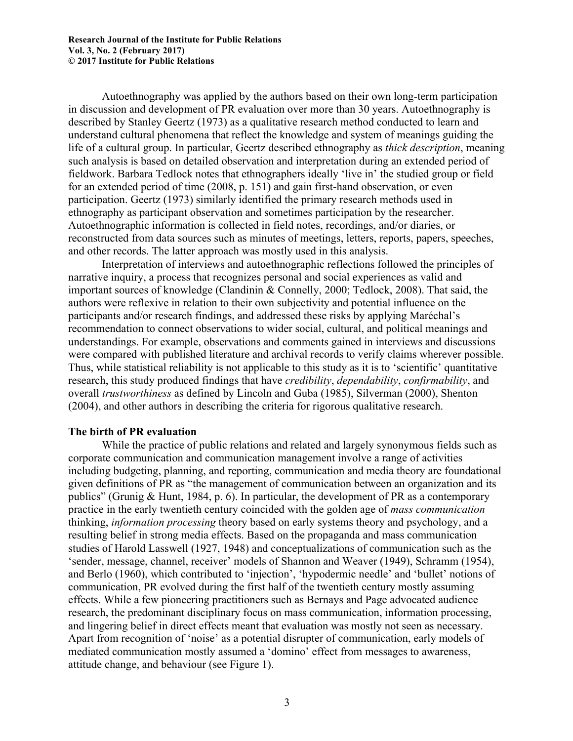Autoethnography was applied by the authors based on their own long-term participation in discussion and development of PR evaluation over more than 30 years. Autoethnography is described by Stanley Geertz (1973) as a qualitative research method conducted to learn and understand cultural phenomena that reflect the knowledge and system of meanings guiding the life of a cultural group. In particular, Geertz described ethnography as *thick description*, meaning such analysis is based on detailed observation and interpretation during an extended period of fieldwork. Barbara Tedlock notes that ethnographers ideally 'live in' the studied group or field for an extended period of time (2008, p. 151) and gain first-hand observation, or even participation. Geertz (1973) similarly identified the primary research methods used in ethnography as participant observation and sometimes participation by the researcher. Autoethnographic information is collected in field notes, recordings, and/or diaries, or reconstructed from data sources such as minutes of meetings, letters, reports, papers, speeches, and other records. The latter approach was mostly used in this analysis.

Interpretation of interviews and autoethnographic reflections followed the principles of narrative inquiry, a process that recognizes personal and social experiences as valid and important sources of knowledge (Clandinin & Connelly, 2000; Tedlock, 2008). That said, the authors were reflexive in relation to their own subjectivity and potential influence on the participants and/or research findings, and addressed these risks by applying Maréchal's recommendation to connect observations to wider social, cultural, and political meanings and understandings. For example, observations and comments gained in interviews and discussions were compared with published literature and archival records to verify claims wherever possible. Thus, while statistical reliability is not applicable to this study as it is to 'scientific' quantitative research, this study produced findings that have *credibility*, *dependability*, *confirmability*, and overall *trustworthiness* as defined by Lincoln and Guba (1985), Silverman (2000), Shenton (2004), and other authors in describing the criteria for rigorous qualitative research.

## The birth of PR evaluation

While the practice of public relations and related and largely synonymous fields such as corporate communication and communication management involve a range of activities including budgeting, planning, and reporting, communication and media theory are foundational given definitions of PR as "the management of communication between an organization and its publics" (Grunig & Hunt, 1984, p. 6). In particular, the development of PR as a contemporary practice in the early twentieth century coincided with the golden age of *mass communication* thinking, *information processing* theory based on early systems theory and psychology, and a resulting belief in strong media effects. Based on the propaganda and mass communication studies of Harold Lasswell (1927, 1948) and conceptualizations of communication such as the 'sender, message, channel, receiver' models of Shannon and Weaver (1949), Schramm (1954), and Berlo (1960), which contributed to 'injection', 'hypodermic needle' and 'bullet' notions of communication, PR evolved during the first half of the twentieth century mostly assuming effects. While a few pioneering practitioners such as Bernays and Page advocated audience research, the predominant disciplinary focus on mass communication, information processing, and lingering belief in direct effects meant that evaluation was mostly not seen as necessary. Apart from recognition of 'noise' as a potential disrupter of communication, early models of mediated communication mostly assumed a 'domino' effect from messages to awareness, attitude change, and behaviour (see Figure 1).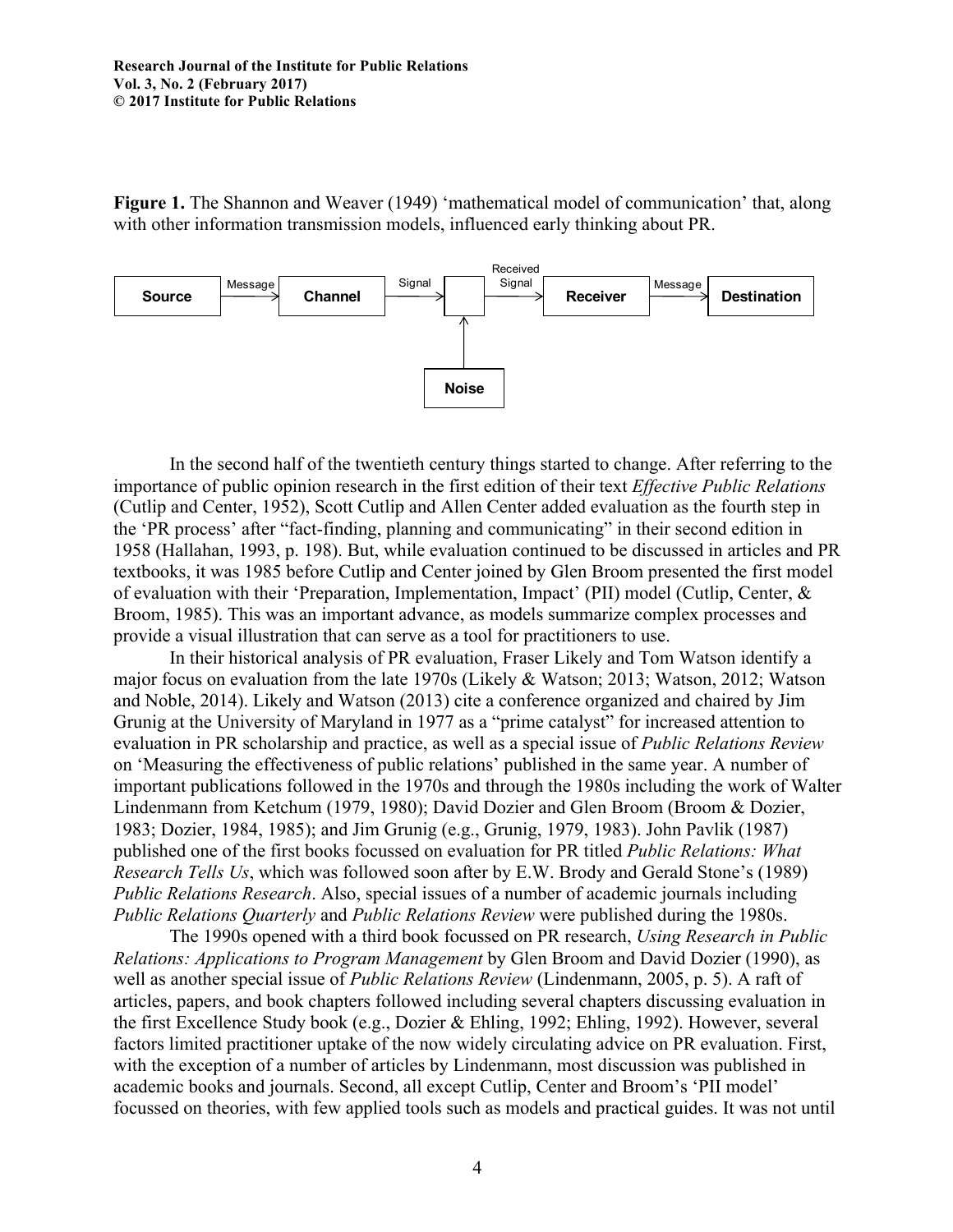**Figure 1.** The Shannon and Weaver (1949) 'mathematical model of communication' that, along with other information transmission models, influenced early thinking about PR.

In the second half of the twentieth century things started to change. After referring to the importance of public opinion research in the first edition of their text *Effective Public Relations* (Cutlip and Center, 1952), Scott Cutlip and Allen Center added evaluation as the fourth step in the 'PR process' after "fact-finding, planning and communicating" in their second edition in 1958 (Hallahan, 1993, p. 198). But, while evaluation continued to be discussed in articles and PR textbooks, it was 1985 before Cutlip and Center joined by Glen Broom presented the first model of evaluation with their 'Preparation, Implementation, Impact' (PII) model (Cutlip, Center, & Broom, 1985). This was an important advance, as models summarize complex processes and provide a visual illustration that can serve as a tool for practitioners to use.

In their historical analysis of PR evaluation, Fraser Likely and Tom Watson identify a major focus on evaluation from the late 1970s (Likely & Watson; 2013; Watson, 2012; Watson and Noble, 2014). Likely and Watson (2013) cite a conference organized and chaired by Jim Grunig at the University of Maryland in 1977 as a "prime catalyst" for increased attention to evaluation in PR scholarship and practice, as well as a special issue of *Public Relations Review* on 'Measuring the effectiveness of public relations' published in the same year. A number of important publications followed in the 1970s and through the 1980s including the work of Walter Lindenmann from Ketchum (1979, 1980); David Dozier and Glen Broom (Broom & Dozier, 1983; Dozier, 1984, 1985); and Jim Grunig (e.g., Grunig, 1979, 1983). John Pavlik (1987) published one of the first books focussed on evaluation for PR titled *Public Relations: What Research Tells Us*, which was followed soon after by E.W. Brody and Gerald Stone's (1989) *Public Relations Research*. Also, special issues of a number of academic journals including *Public Relations Quarterly* and *Public Relations Review* were published during the 1980s.

The 1990s opened with a third book focussed on PR research, *Using Research in Public Relations: Applications to Program Management* by Glen Broom and David Dozier (1990), as well as another special issue of *Public Relations Review* (Lindenmann, 2005, p. 5). A raft of articles, papers, and book chapters followed including several chapters discussing evaluation in the first Excellence Study book (e.g., Dozier & Ehling, 1992; Ehling, 1992). However, several factors limited practitioner uptake of the now widely circulating advice on PR evaluation. First, with the exception of a number of articles by Lindenmann, most discussion was published in academic books and journals. Second, all except Cutlip, Center and Broom's 'PII model' focussed on theories, with few applied tools such as models and practical guides. It was not until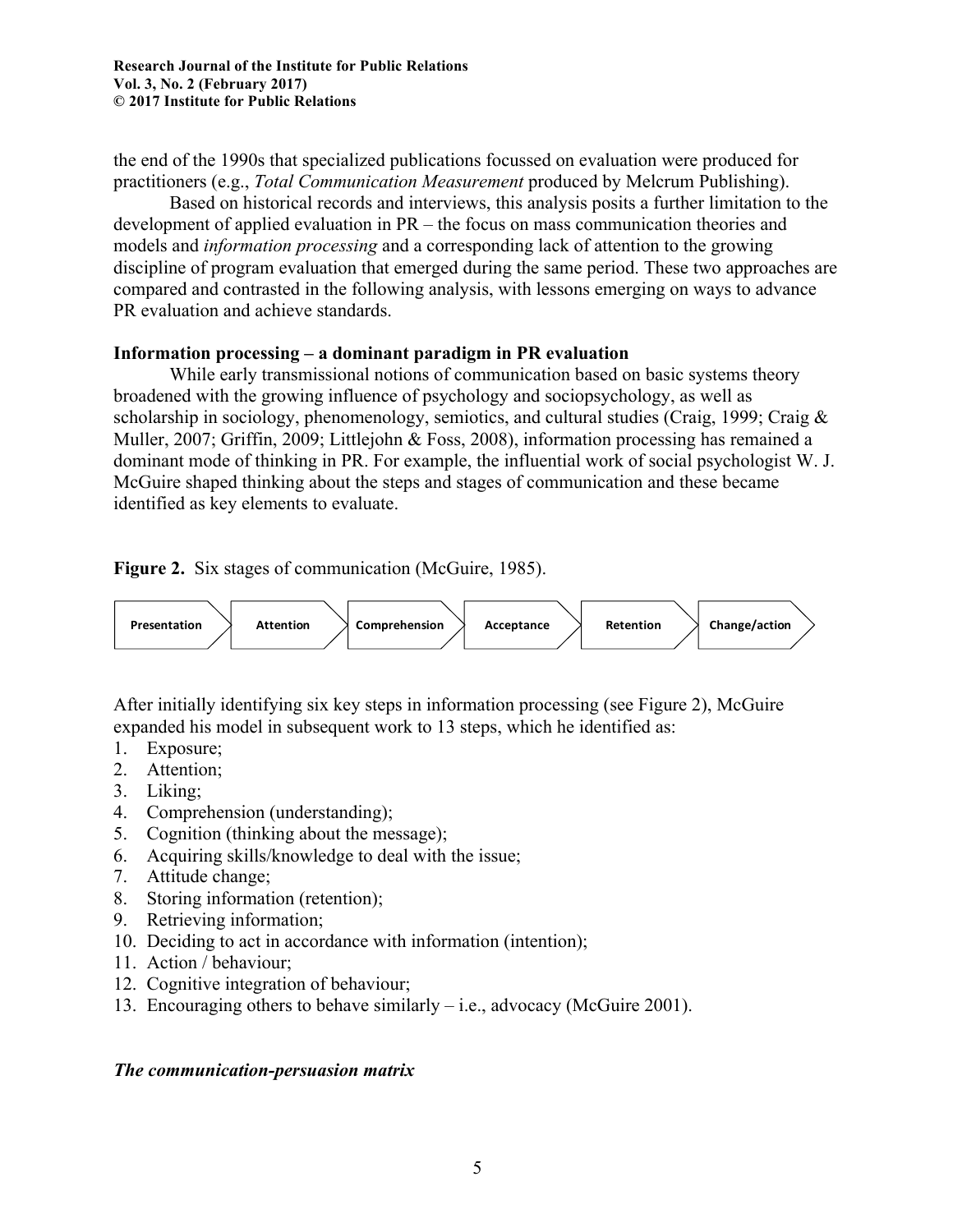the end of the 1990s that specialized publications focussed on evaluation were produced for practitioners (e.g., *Total Communication Measurement* produced by Melcrum Publishing).

Based on historical records and interviews, this analysis posits a further limitation to the development of applied evaluation in PR – the focus on mass communication theories and models and *information processing* and a corresponding lack of attention to the growing discipline of program evaluation that emerged during the same period. These two approaches are compared and contrasted in the following analysis, with lessons emerging on ways to advance PR evaluation and achieve standards.

### Information processing – a dominant paradigm in PR evaluation

While early transmissional notions of communication based on basic systems theory broadened with the growing influence of psychology and sociopsychology, as well as scholarship in sociology, phenomenology, semiotics, and cultural studies (Craig, 1999; Craig & Muller, 2007; Griffin, 2009; Littlejohn & Foss, 2008), information processing has remained a dominant mode of thinking in PR. For example, the influential work of social psychologist W. J. McGuire shaped thinking about the steps and stages of communication and these became identified as key elements to evaluate.

**Figure 2.** Six stages of communication (McGuire, 1985).

Presentation → Attention → Comprehension → Acceptance → Retention → Change/action

After initially identifying six key steps in information processing (see Figure 2), McGuire expanded his model in subsequent work to 13 steps, which he identified as:

1. Exposure;
2. Attention;
3. Liking;
4. Comprehension (understanding);
5. Cognition (thinking about the message);
6. Acquiring skills/knowledge to deal with the issue;
7. Attitude change;
8. Storing information (retention);
9. Retrieving information;
10. Deciding to act in accordance with information (intention);
11. Action / behaviour;
12. Cognitive integration of behaviour;
13. Encouraging others to behave similarly – i.e., advocacy (McGuire 2001).

#### *The communication-persuasion matrix*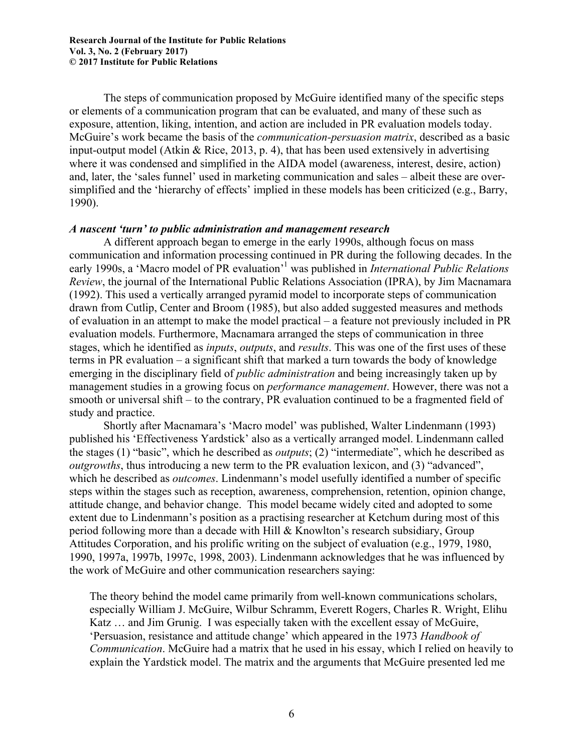The steps of communication proposed by McGuire identified many of the specific steps or elements of a communication program that can be evaluated, and many of these such as exposure, attention, liking, intention, and action are included in PR evaluation models today. McGuire's work became the basis of the *communication-persuasion matrix*, described as a basic input-output model (Atkin & Rice, 2013, p. 4), that has been used extensively in advertising where it was condensed and simplified in the AIDA model (awareness, interest, desire, action) and, later, the 'sales funnel' used in marketing communication and sales – albeit these are over-simplified and the 'hierarchy of effects' implied in these models has been criticized (e.g., Barry, 1990).

### *A nascent 'turn' to public administration and management research*

A different approach began to emerge in the early 1990s, although focus on mass communication and information processing continued in PR during the following decades. In the early 1990s, a 'Macro model of PR evaluation'[1] was published in *International Public Relations Review*, the journal of the International Public Relations Association (IPRA), by Jim Macnamara (1992). This used a vertically arranged pyramid model to incorporate steps of communication drawn from Cutlip, Center and Broom (1985), but also added suggested measures and methods of evaluation in an attempt to make the model practical – a feature not previously included in PR evaluation models. Furthermore, Macnamara arranged the steps of communication in three stages, which he identified as *inputs*, *outputs*, and *results*. This was one of the first uses of these terms in PR evaluation – a significant shift that marked a turn towards the body of knowledge emerging in the disciplinary field of *public administration* and being increasingly taken up by management studies in a growing focus on *performance management*. However, there was not a smooth or universal shift – to the contrary, PR evaluation continued to be a fragmented field of study and practice.

Shortly after Macnamara's 'Macro model' was published, Walter Lindenmann (1993) published his 'Effectiveness Yardstick' also as a vertically arranged model. Lindenmann called the stages (1) "basic", which he described as *outputs*; (2) "intermediate", which he described as *outgrowths*, thus introducing a new term to the PR evaluation lexicon, and (3) "advanced", which he described as *outcomes*. Lindenmann's model usefully identified a number of specific steps within the stages such as reception, awareness, comprehension, retention, opinion change, attitude change, and behavior change. This model became widely cited and adopted to some extent due to Lindenmann's position as a practising researcher at Ketchum during most of this period following more than a decade with Hill & Knowlton's research subsidiary, Group Attitudes Corporation, and his prolific writing on the subject of evaluation (e.g., 1979, 1980, 1990, 1997a, 1997b, 1997c, 1998, 2003). Lindenmann acknowledges that he was influenced by the work of McGuire and other communication researchers saying:

> The theory behind the model came primarily from well-known communications scholars, especially William J. McGuire, Wilbur Schramm, Everett Rogers, Charles R. Wright, Elihu Katz … and Jim Grunig. I was especially taken with the excellent essay of McGuire, 'Persuasion, resistance and attitude change' which appeared in the 1973 *Handbook of Communication*. McGuire had a matrix that he used in his essay, which I relied on heavily to explain the Yardstick model. The matrix and the arguments that McGuire presented led me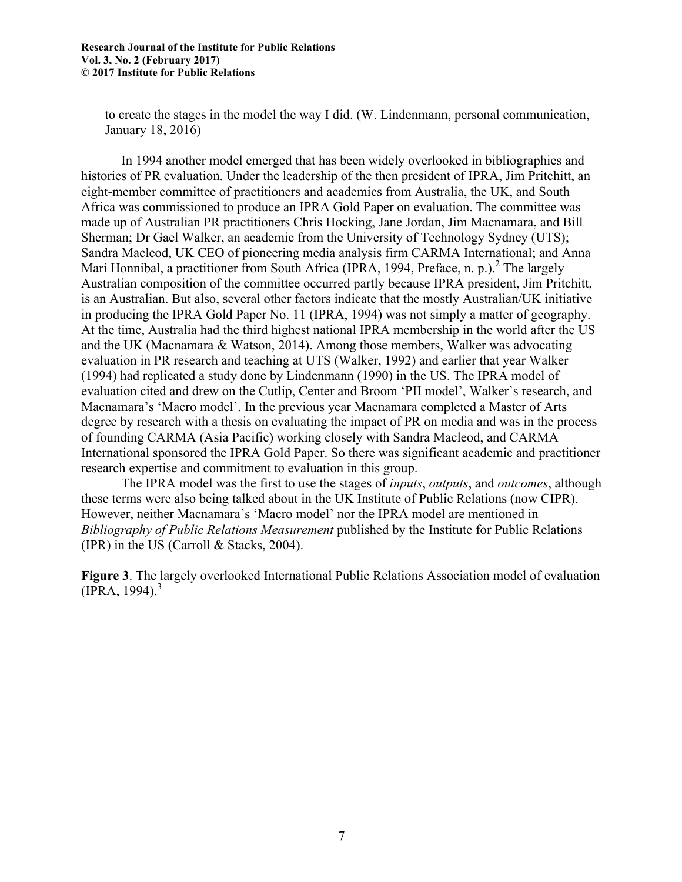to create the stages in the model the way I did. (W. Lindenmann, personal communication, January 18, 2016)

In 1994 another model emerged that has been widely overlooked in bibliographies and histories of PR evaluation. Under the leadership of the then president of IPRA, Jim Pritchitt, an eight-member committee of practitioners and academics from Australia, the UK, and South Africa was commissioned to produce an IPRA Gold Paper on evaluation. The committee was made up of Australian PR practitioners Chris Hocking, Jane Jordan, Jim Macnamara, and Bill Sherman; Dr Gael Walker, an academic from the University of Technology Sydney (UTS); Sandra Macleod, UK CEO of pioneering media analysis firm CARMA International; and Anna Mari Honnibal, a practitioner from South Africa (IPRA, 1994, Preface, n. p.).[2] The largely Australian composition of the committee occurred partly because IPRA president, Jim Pritchitt, is an Australian. But also, several other factors indicate that the mostly Australian/UK initiative in producing the IPRA Gold Paper No. 11 (IPRA, 1994) was not simply a matter of geography. At the time, Australia had the third highest national IPRA membership in the world after the US and the UK (Macnamara & Watson, 2014). Among those members, Walker was advocating evaluation in PR research and teaching at UTS (Walker, 1992) and earlier that year Walker (1994) had replicated a study done by Lindenmann (1990) in the US. The IPRA model of evaluation cited and drew on the Cutlip, Center and Broom 'PII model', Walker's research, and Macnamara's 'Macro model'. In the previous year Macnamara completed a Master of Arts degree by research with a thesis on evaluating the impact of PR on media and was in the process of founding CARMA (Asia Pacific) working closely with Sandra Macleod, and CARMA International sponsored the IPRA Gold Paper. So there was significant academic and practitioner research expertise and commitment to evaluation in this group.

The IPRA model was the first to use the stages of *inputs*, *outputs*, and *outcomes*, although these terms were also being talked about in the UK Institute of Public Relations (now CIPR). However, neither Macnamara's 'Macro model' nor the IPRA model are mentioned in *Bibliography of Public Relations Measurement* published by the Institute for Public Relations (IPR) in the US (Carroll & Stacks, 2004).

**Figure 3**. The largely overlooked International Public Relations Association model of evaluation (IPRA, 1994).[3]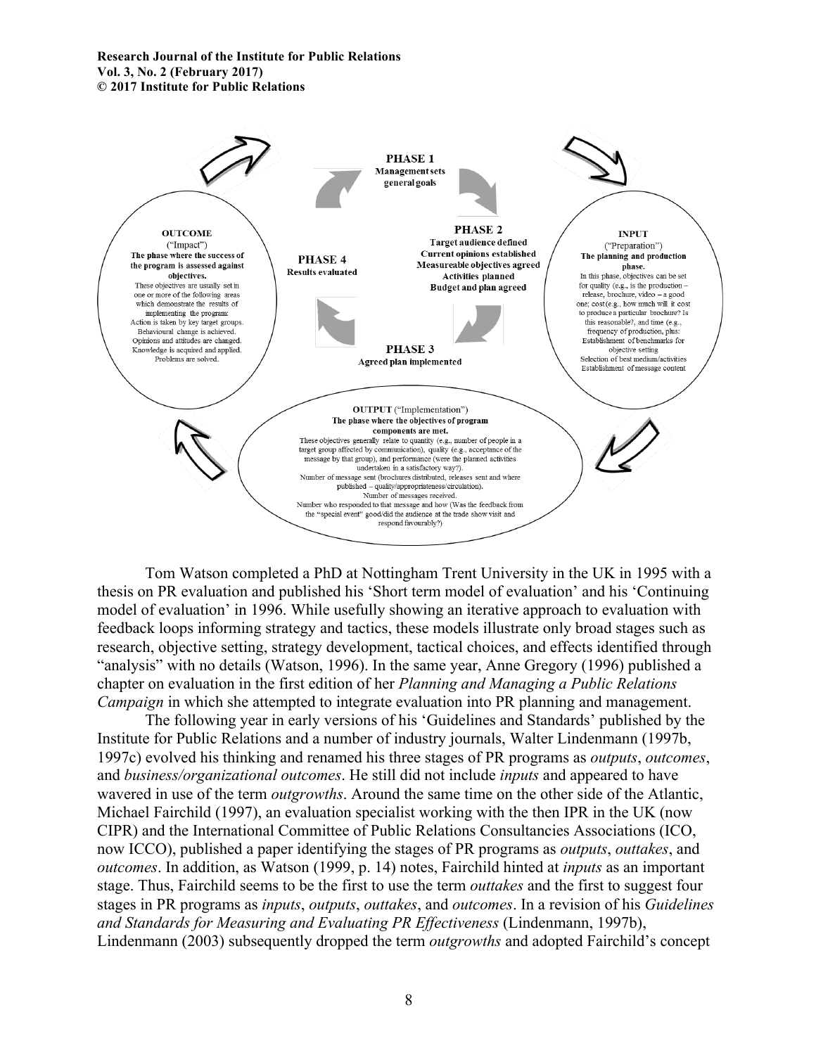**PHASE 1**
**Management sets general goals**

**PHASE 2**
**Target audience defined**
**Current opinions established**
**Measureable objectives agreed**
**Activities planned**
**Budget and plan agreed**

**PHASE 3**
**Agreed plan implemented**

**PHASE 4**
**Results evaluated**

**INPUT**
("Preparation")
**The planning and production phase.**
In this phase, objectives can be set for quality (e.g., is the production – release, brochure, video – a good one; cost (e.g., how much will it cost to produce a particular brochure? Is this reasonable?, and time (e.g., frequency of production, plus: Establishment of benchmarks for objective setting Selection of best medium/activities Establishment of message content

**OUTPUT** ("Implementation")
**The phase where the objectives of program components are met.**
These objectives generally relate to quantity (e.g., number of people in a target group affected by communication), quality (e.g., acceptance of the message by that group), and performance (were the planned activities undertaken in a satisfactory way?).
Number of message sent (brochures distributed, releases sent and where published – quality/appropriateness/circulation).
Number of messages received.
Number who responded to that message and how (Was the feedback from the "special event" good/did the audience at the trade show visit and respond favourably?)

**OUTCOME**
("Impact")
**The phase where the success of the program is assessed against objectives.**
These objectives are usually set in one or more of the following areas which demonstrate the results of implementing the program:
Action is taken by key target groups.
Behavioural change is achieved.
Opinions and attitudes are changed.
Knowledge is acquired and applied.
Problems are solved.

Tom Watson completed a PhD at Nottingham Trent University in the UK in 1995 with a thesis on PR evaluation and published his 'Short term model of evaluation' and his 'Continuing model of evaluation' in 1996. While usefully showing an iterative approach to evaluation with feedback loops informing strategy and tactics, these models illustrate only broad stages such as research, objective setting, strategy development, tactical choices, and effects identified through "analysis" with no details (Watson, 1996). In the same year, Anne Gregory (1996) published a chapter on evaluation in the first edition of her *Planning and Managing a Public Relations Campaign* in which she attempted to integrate evaluation into PR planning and management.

The following year in early versions of his 'Guidelines and Standards' published by the Institute for Public Relations and a number of industry journals, Walter Lindenmann (1997b, 1997c) evolved his thinking and renamed his three stages of PR programs as *outputs*, *outcomes*, and *business/organizational outcomes*. He still did not include *inputs* and appeared to have wavered in use of the term *outgrowths*. Around the same time on the other side of the Atlantic, Michael Fairchild (1997), an evaluation specialist working with the then IPR in the UK (now CIPR) and the International Committee of Public Relations Consultancies Associations (ICO, now ICCO), published a paper identifying the stages of PR programs as *outputs*, *outtakes*, and *outcomes*. In addition, as Watson (1999, p. 14) notes, Fairchild hinted at *inputs* as an important stage. Thus, Fairchild seems to be the first to use the term *outtakes* and the first to suggest four stages in PR programs as *inputs*, *outputs*, *outtakes*, and *outcomes*. In a revision of his *Guidelines and Standards for Measuring and Evaluating PR Effectiveness* (Lindenmann, 1997b), Lindenmann (2003) subsequently dropped the term *outgrowths* and adopted Fairchild's concept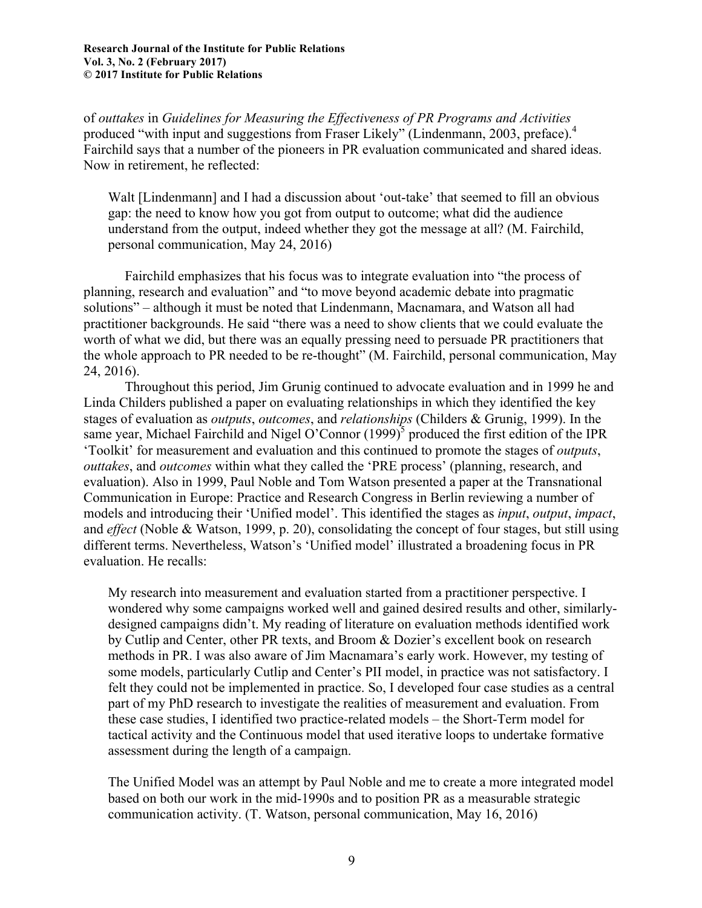of *outtakes* in *Guidelines for Measuring the Effectiveness of PR Programs and Activities* produced "with input and suggestions from Fraser Likely" (Lindenmann, 2003, preface).[4] Fairchild says that a number of the pioneers in PR evaluation communicated and shared ideas. Now in retirement, he reflected:

> Walt [Lindenmann] and I had a discussion about 'out-take' that seemed to fill an obvious gap: the need to know how you got from output to outcome; what did the audience understand from the output, indeed whether they got the message at all? (M. Fairchild, personal communication, May 24, 2016)

Fairchild emphasizes that his focus was to integrate evaluation into "the process of planning, research and evaluation" and "to move beyond academic debate into pragmatic solutions" – although it must be noted that Lindenmann, Macnamara, and Watson all had practitioner backgrounds. He said "there was a need to show clients that we could evaluate the worth of what we did, but there was an equally pressing need to persuade PR practitioners that the whole approach to PR needed to be re-thought" (M. Fairchild, personal communication, May 24, 2016).

Throughout this period, Jim Grunig continued to advocate evaluation and in 1999 he and Linda Childers published a paper on evaluating relationships in which they identified the key stages of evaluation as *outputs*, *outcomes*, and *relationships* (Childers & Grunig, 1999). In the same year, Michael Fairchild and Nigel O'Connor (1999)[5] produced the first edition of the IPR 'Toolkit' for measurement and evaluation and this continued to promote the stages of *outputs*, *outtakes*, and *outcomes* within what they called the 'PRE process' (planning, research, and evaluation). Also in 1999, Paul Noble and Tom Watson presented a paper at the Transnational Communication in Europe: Practice and Research Congress in Berlin reviewing a number of models and introducing their 'Unified model'. This identified the stages as *input*, *output*, *impact*, and *effect* (Noble & Watson, 1999, p. 20), consolidating the concept of four stages, but still using different terms. Nevertheless, Watson's 'Unified model' illustrated a broadening focus in PR evaluation. He recalls:

> My research into measurement and evaluation started from a practitioner perspective. I wondered why some campaigns worked well and gained desired results and other, similarly-designed campaigns didn't. My reading of literature on evaluation methods identified work by Cutlip and Center, other PR texts, and Broom & Dozier's excellent book on research methods in PR. I was also aware of Jim Macnamara's early work. However, my testing of some models, particularly Cutlip and Center's PII model, in practice was not satisfactory. I felt they could not be implemented in practice. So, I developed four case studies as a central part of my PhD research to investigate the realities of measurement and evaluation. From these case studies, I identified two practice-related models – the Short-Term model for tactical activity and the Continuous model that used iterative loops to undertake formative assessment during the length of a campaign.
>
> The Unified Model was an attempt by Paul Noble and me to create a more integrated model based on both our work in the mid-1990s and to position PR as a measurable strategic communication activity. (T. Watson, personal communication, May 16, 2016)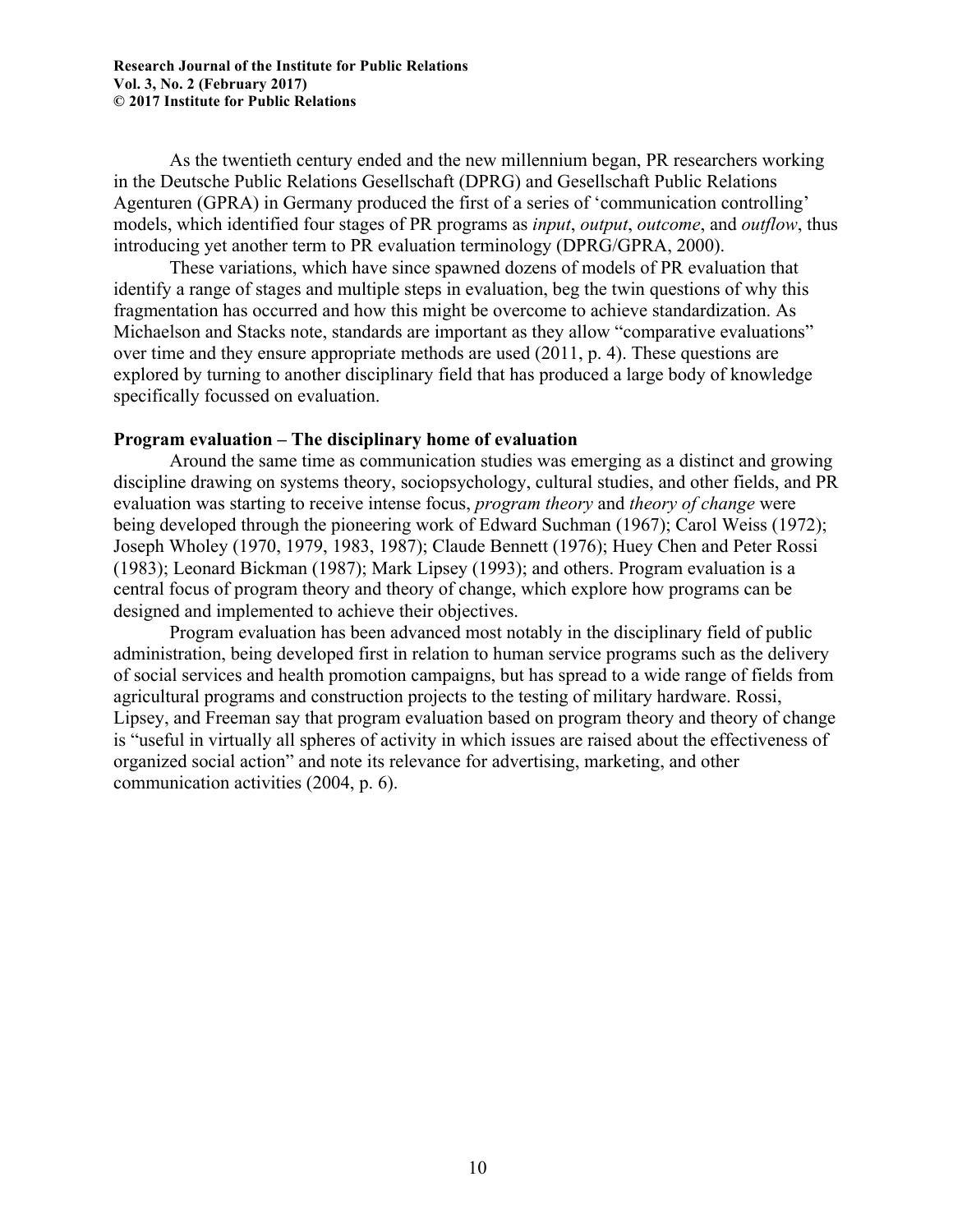As the twentieth century ended and the new millennium began, PR researchers working in the Deutsche Public Relations Gesellschaft (DPRG) and Gesellschaft Public Relations Agenturen (GPRA) in Germany produced the first of a series of 'communication controlling' models, which identified four stages of PR programs as *input*, *output*, *outcome*, and *outflow*, thus introducing yet another term to PR evaluation terminology (DPRG/GPRA, 2000).

These variations, which have since spawned dozens of models of PR evaluation that identify a range of stages and multiple steps in evaluation, beg the twin questions of why this fragmentation has occurred and how this might be overcome to achieve standardization. As Michaelson and Stacks note, standards are important as they allow "comparative evaluations" over time and they ensure appropriate methods are used (2011, p. 4). These questions are explored by turning to another disciplinary field that has produced a large body of knowledge specifically focussed on evaluation.

**Program evaluation – The disciplinary home of evaluation**

Around the same time as communication studies was emerging as a distinct and growing discipline drawing on systems theory, sociopsychology, cultural studies, and other fields, and PR evaluation was starting to receive intense focus, *program theory* and *theory of change* were being developed through the pioneering work of Edward Suchman (1967); Carol Weiss (1972); Joseph Wholey (1970, 1979, 1983, 1987); Claude Bennett (1976); Huey Chen and Peter Rossi (1983); Leonard Bickman (1987); Mark Lipsey (1993); and others. Program evaluation is a central focus of program theory and theory of change, which explore how programs can be designed and implemented to achieve their objectives.

Program evaluation has been advanced most notably in the disciplinary field of public administration, being developed first in relation to human service programs such as the delivery of social services and health promotion campaigns, but has spread to a wide range of fields from agricultural programs and construction projects to the testing of military hardware. Rossi, Lipsey, and Freeman say that program evaluation based on program theory and theory of change is "useful in virtually all spheres of activity in which issues are raised about the effectiveness of organized social action" and note its relevance for advertising, marketing, and other communication activities (2004, p. 6).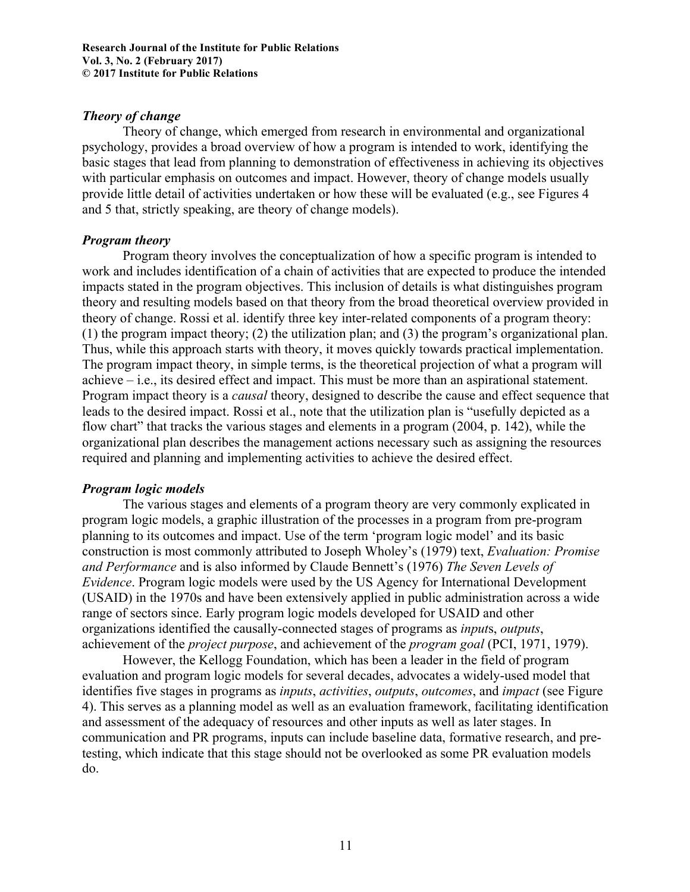### *Theory of change*

Theory of change, which emerged from research in environmental and organizational psychology, provides a broad overview of how a program is intended to work, identifying the basic stages that lead from planning to demonstration of effectiveness in achieving its objectives with particular emphasis on outcomes and impact. However, theory of change models usually provide little detail of activities undertaken or how these will be evaluated (e.g., see Figures 4 and 5 that, strictly speaking, are theory of change models).

### *Program theory*

Program theory involves the conceptualization of how a specific program is intended to work and includes identification of a chain of activities that are expected to produce the intended impacts stated in the program objectives. This inclusion of details is what distinguishes program theory and resulting models based on that theory from the broad theoretical overview provided in theory of change. Rossi et al. identify three key inter-related components of a program theory: (1) the program impact theory; (2) the utilization plan; and (3) the program's organizational plan. Thus, while this approach starts with theory, it moves quickly towards practical implementation. The program impact theory, in simple terms, is the theoretical projection of what a program will achieve – i.e., its desired effect and impact. This must be more than an aspirational statement. Program impact theory is a *causal* theory, designed to describe the cause and effect sequence that leads to the desired impact. Rossi et al., note that the utilization plan is "usefully depicted as a flow chart" that tracks the various stages and elements in a program (2004, p. 142), while the organizational plan describes the management actions necessary such as assigning the resources required and planning and implementing activities to achieve the desired effect.

### *Program logic models*

The various stages and elements of a program theory are very commonly explicated in program logic models, a graphic illustration of the processes in a program from pre-program planning to its outcomes and impact. Use of the term 'program logic model' and its basic construction is most commonly attributed to Joseph Wholey's (1979) text, *Evaluation: Promise and Performance* and is also informed by Claude Bennett's (1976) *The Seven Levels of Evidence*. Program logic models were used by the US Agency for International Development (USAID) in the 1970s and have been extensively applied in public administration across a wide range of sectors since. Early program logic models developed for USAID and other organizations identified the causally-connected stages of programs as *input*s, *outputs*, achievement of the *project purpose*, and achievement of the *program goal* (PCI, 1971, 1979).

However, the Kellogg Foundation, which has been a leader in the field of program evaluation and program logic models for several decades, advocates a widely-used model that identifies five stages in programs as *inputs*, *activities*, *outputs*, *outcomes*, and *impact* (see Figure 4). This serves as a planning model as well as an evaluation framework, facilitating identification and assessment of the adequacy of resources and other inputs as well as later stages. In communication and PR programs, inputs can include baseline data, formative research, and pre-testing, which indicate that this stage should not be overlooked as some PR evaluation models do.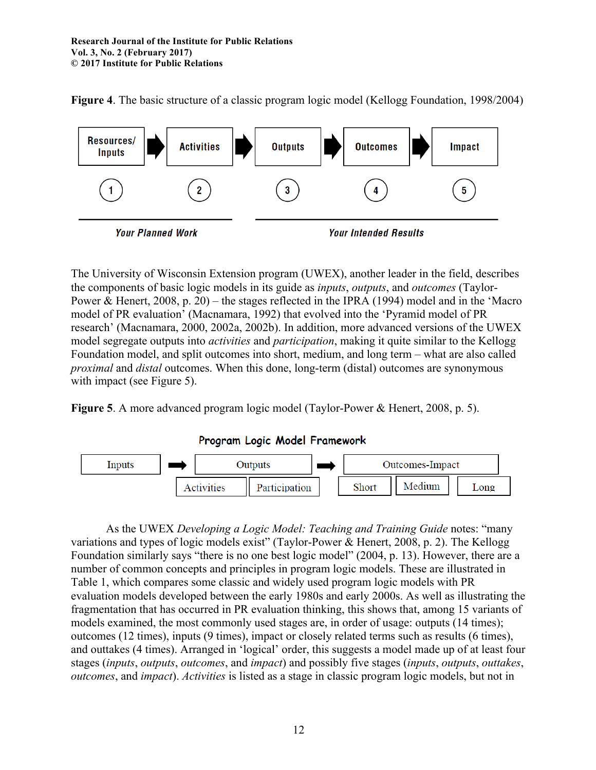**Figure 4**. The basic structure of a classic program logic model (Kellogg Foundation, 1998/2004)

Resources/ Inputs → Activities → Outputs → Outcomes → Impact

1 2 3 4 5

*Your Planned Work* *Your Intended Results*

The University of Wisconsin Extension program (UWEX), another leader in the field, describes the components of basic logic models in its guide as *inputs*, *outputs*, and *outcomes* (Taylor-Power & Henert, 2008, p. 20) – the stages reflected in the IPRA (1994) model and in the 'Macro model of PR evaluation' (Macnamara, 1992) that evolved into the 'Pyramid model of PR research' (Macnamara, 2000, 2002a, 2002b). In addition, more advanced versions of the UWEX model segregate outputs into *activities* and *participation*, making it quite similar to the Kellogg Foundation model, and split outcomes into short, medium, and long term – what are also called *proximal* and *distal* outcomes. When this done, long-term (distal) outcomes are synonymous with impact (see Figure 5).

**Figure 5**. A more advanced program logic model (Taylor-Power & Henert, 2008, p. 5).

Program Logic Model Framework

Inputs → Outputs (Activities | Participation) → Outcomes-Impact (Short | Medium | Long)

As the UWEX *Developing a Logic Model: Teaching and Training Guide* notes: "many variations and types of logic models exist" (Taylor-Power & Henert, 2008, p. 2). The Kellogg Foundation similarly says "there is no one best logic model" (2004, p. 13). However, there are a number of common concepts and principles in program logic models. These are illustrated in Table 1, which compares some classic and widely used program logic models with PR evaluation models developed between the early 1980s and early 2000s. As well as illustrating the fragmentation that has occurred in PR evaluation thinking, this shows that, among 15 variants of models examined, the most commonly used stages are, in order of usage: outputs (14 times); outcomes (12 times), inputs (9 times), impact or closely related terms such as results (6 times), and outtakes (4 times). Arranged in 'logical' order, this suggests a model made up of at least four stages (*inputs*, *outputs*, *outcomes*, and *impact*) and possibly five stages (*inputs*, *outputs*, *outtakes*, *outcomes*, and *impact*). *Activities* is listed as a stage in classic program logic models, but not in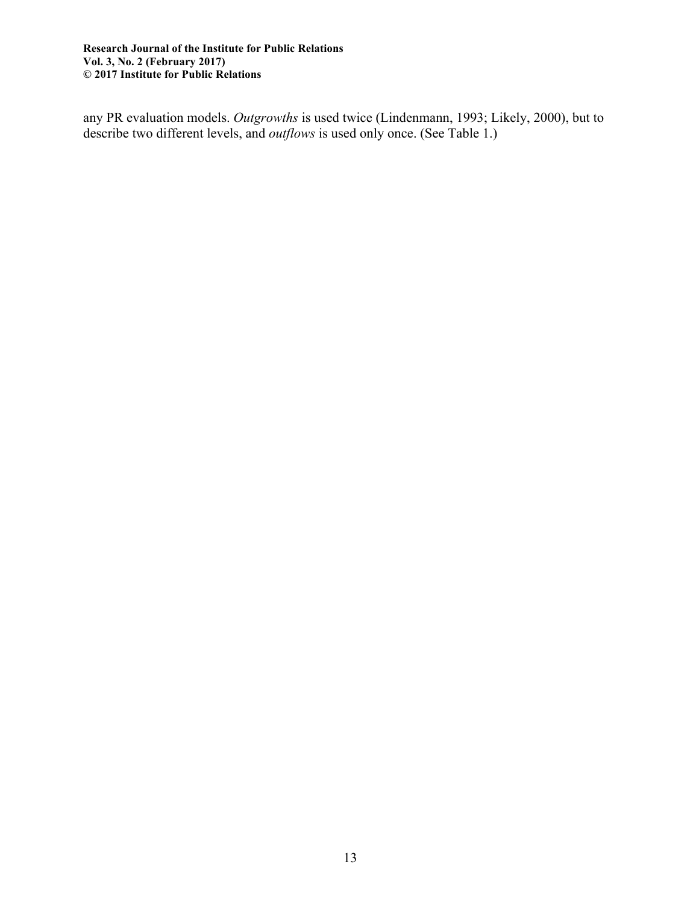any PR evaluation models. *Outgrowths* is used twice (Lindenmann, 1993; Likely, 2000), but to describe two different levels, and *outflows* is used only once. (See Table 1.)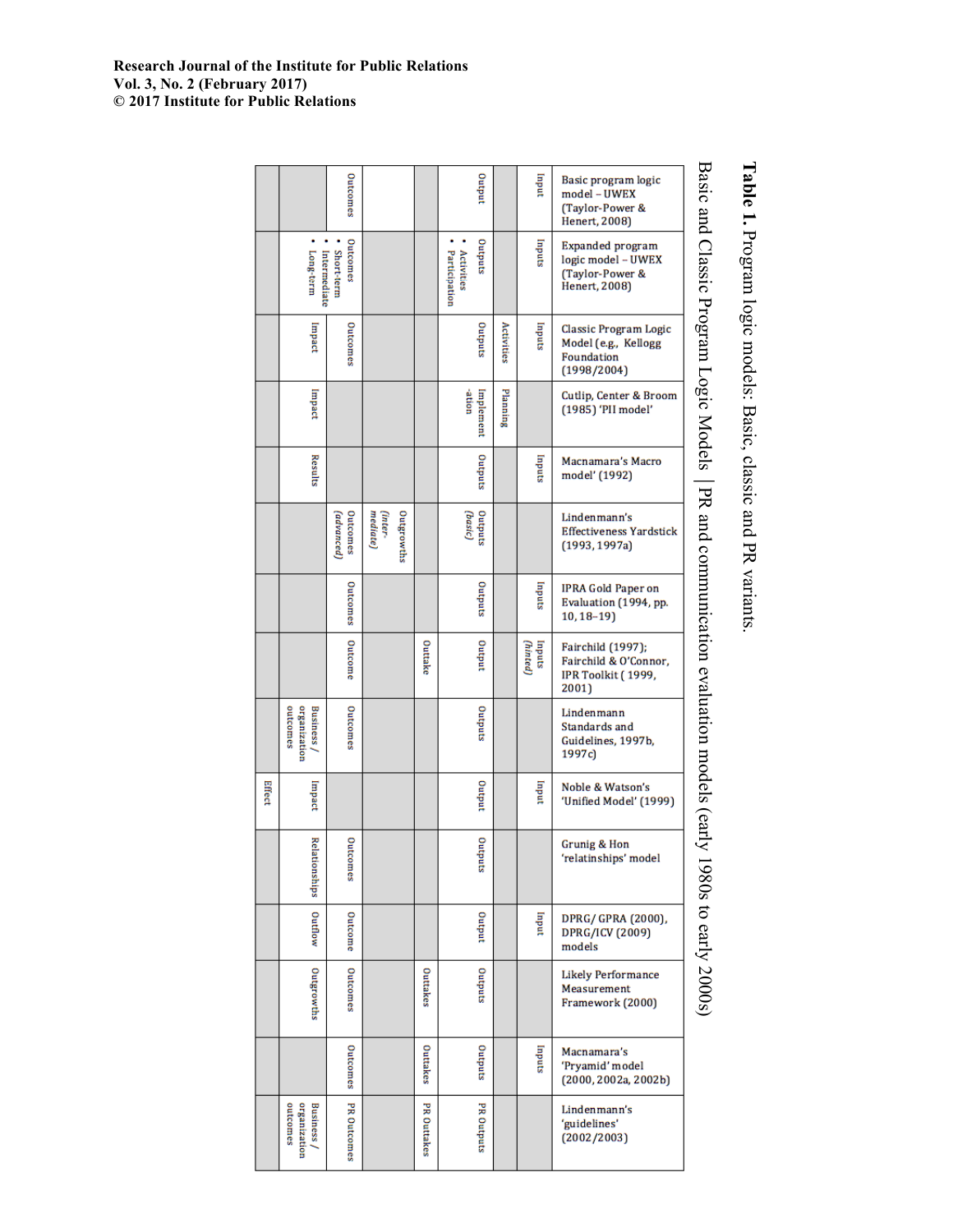**Table 1.** Program logic models: Basic, classic and PR variants.

Basic and Classic Program Logic Models | PR and communication evaluation models (early 1980s to early 2000s)

| Basic program logic model – UWEX (Taylor-Power & Henert, 2008) | Expanded program logic model – UWEX (Taylor-Power & Henert, 2008) | Classic Program Logic Model (e.g., Kellogg Foundation (1998/2004) | Cutlip, Center & Broom (1985) 'PII model' | Macnamara's Macro model' (1992) | Lindenmann's Effectiveness Yardstick (1993, 1997a) | IPRA Gold Paper on Evaluation (1994, pp. 10, 18–19) | Fairchild (1997); Fairchild & O'Connor, IPR Toolkit ( 1999, 2001) | Lindenmann Standards and Guidelines, 1997b, 1997c) | Noble & Watson's 'Unified Model' (1999) | Grunig & Hon 'relatinships' model | DPRG/ GPRA (2000), DPRG/ICV (2009) models | Likely Performance Measurement Framework (2000) | Macnamara's 'Pryamid' model (2000, 2002a, 2002b) | Lindenmann's 'guidelines' (2002/2003) |
|---|---|---|---|---|---|---|---|---|---|---|---|---|---|---|
| Input | Inputs | Inputs | | Inputs | | Inputs | Inputs *(hinted)* | | Input | | Input | | Inputs | |
| | | Activities | Planning | | | | | | | | | | | |
| Output | Outputs • Activities • Participation | Outputs | Implement-ation | Outputs | Outputs *(basic)* | Outputs | Output | Outputs | Output | Outputs | Output | Outputs | Outputs | PR Outputs |
| | | | | | | | Outtake | | | | | Outtakes | Outtakes | PR Outtakes |
| | | | | | Outgrowths *(inter-mediate)* | | | | | | | | | |
| Outcomes | Outcomes • Short-term • Intermediate • Long-term | Outcomes | | | Outcomes *(advanced)* | Outcomes | Outcome | Outcomes | | Outcomes | Outcome | Outcomes | Outcomes | PR Outcomes |
| | | Impact | Impact | Results | | | | Business / organization outcomes | Impact | Relationships | Outflow | Outgrowths | | Business / organization outcomes |
| | | | | | | | | | Effect | | | | | |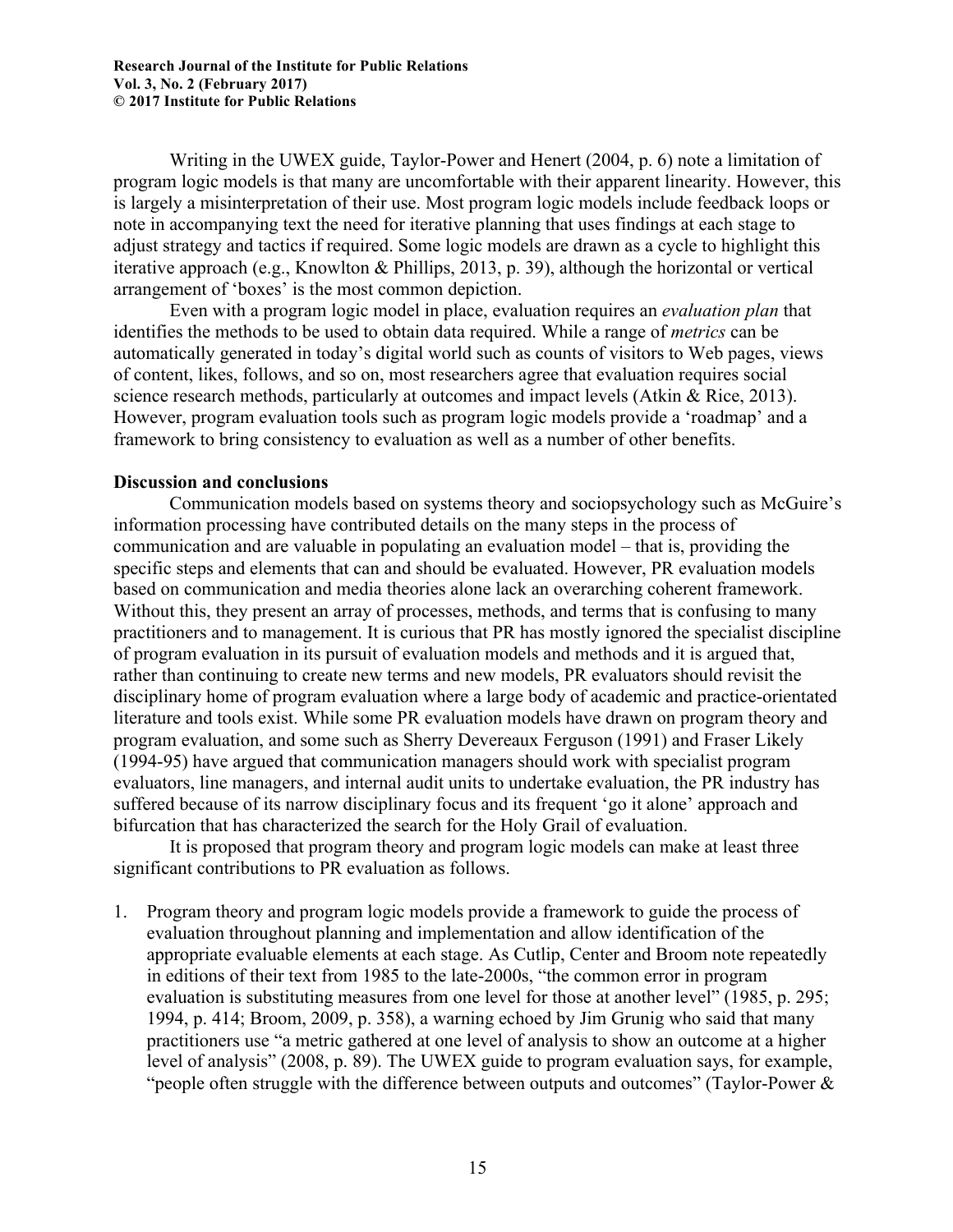Writing in the UWEX guide, Taylor-Power and Henert (2004, p. 6) note a limitation of program logic models is that many are uncomfortable with their apparent linearity. However, this is largely a misinterpretation of their use. Most program logic models include feedback loops or note in accompanying text the need for iterative planning that uses findings at each stage to adjust strategy and tactics if required. Some logic models are drawn as a cycle to highlight this iterative approach (e.g., Knowlton & Phillips, 2013, p. 39), although the horizontal or vertical arrangement of 'boxes' is the most common depiction.

Even with a program logic model in place, evaluation requires an *evaluation plan* that identifies the methods to be used to obtain data required. While a range of *metrics* can be automatically generated in today's digital world such as counts of visitors to Web pages, views of content, likes, follows, and so on, most researchers agree that evaluation requires social science research methods, particularly at outcomes and impact levels (Atkin & Rice, 2013). However, program evaluation tools such as program logic models provide a 'roadmap' and a framework to bring consistency to evaluation as well as a number of other benefits.

**Discussion and conclusions**

Communication models based on systems theory and sociopsychology such as McGuire's information processing have contributed details on the many steps in the process of communication and are valuable in populating an evaluation model – that is, providing the specific steps and elements that can and should be evaluated. However, PR evaluation models based on communication and media theories alone lack an overarching coherent framework. Without this, they present an array of processes, methods, and terms that is confusing to many practitioners and to management. It is curious that PR has mostly ignored the specialist discipline of program evaluation in its pursuit of evaluation models and methods and it is argued that, rather than continuing to create new terms and new models, PR evaluators should revisit the disciplinary home of program evaluation where a large body of academic and practice-orientated literature and tools exist. While some PR evaluation models have drawn on program theory and program evaluation, and some such as Sherry Devereaux Ferguson (1991) and Fraser Likely (1994-95) have argued that communication managers should work with specialist program evaluators, line managers, and internal audit units to undertake evaluation, the PR industry has suffered because of its narrow disciplinary focus and its frequent 'go it alone' approach and bifurcation that has characterized the search for the Holy Grail of evaluation.

It is proposed that program theory and program logic models can make at least three significant contributions to PR evaluation as follows.

1. Program theory and program logic models provide a framework to guide the process of evaluation throughout planning and implementation and allow identification of the appropriate evaluable elements at each stage. As Cutlip, Center and Broom note repeatedly in editions of their text from 1985 to the late-2000s, "the common error in program evaluation is substituting measures from one level for those at another level" (1985, p. 295; 1994, p. 414; Broom, 2009, p. 358), a warning echoed by Jim Grunig who said that many practitioners use "a metric gathered at one level of analysis to show an outcome at a higher level of analysis" (2008, p. 89). The UWEX guide to program evaluation says, for example, "people often struggle with the difference between outputs and outcomes" (Taylor-Power &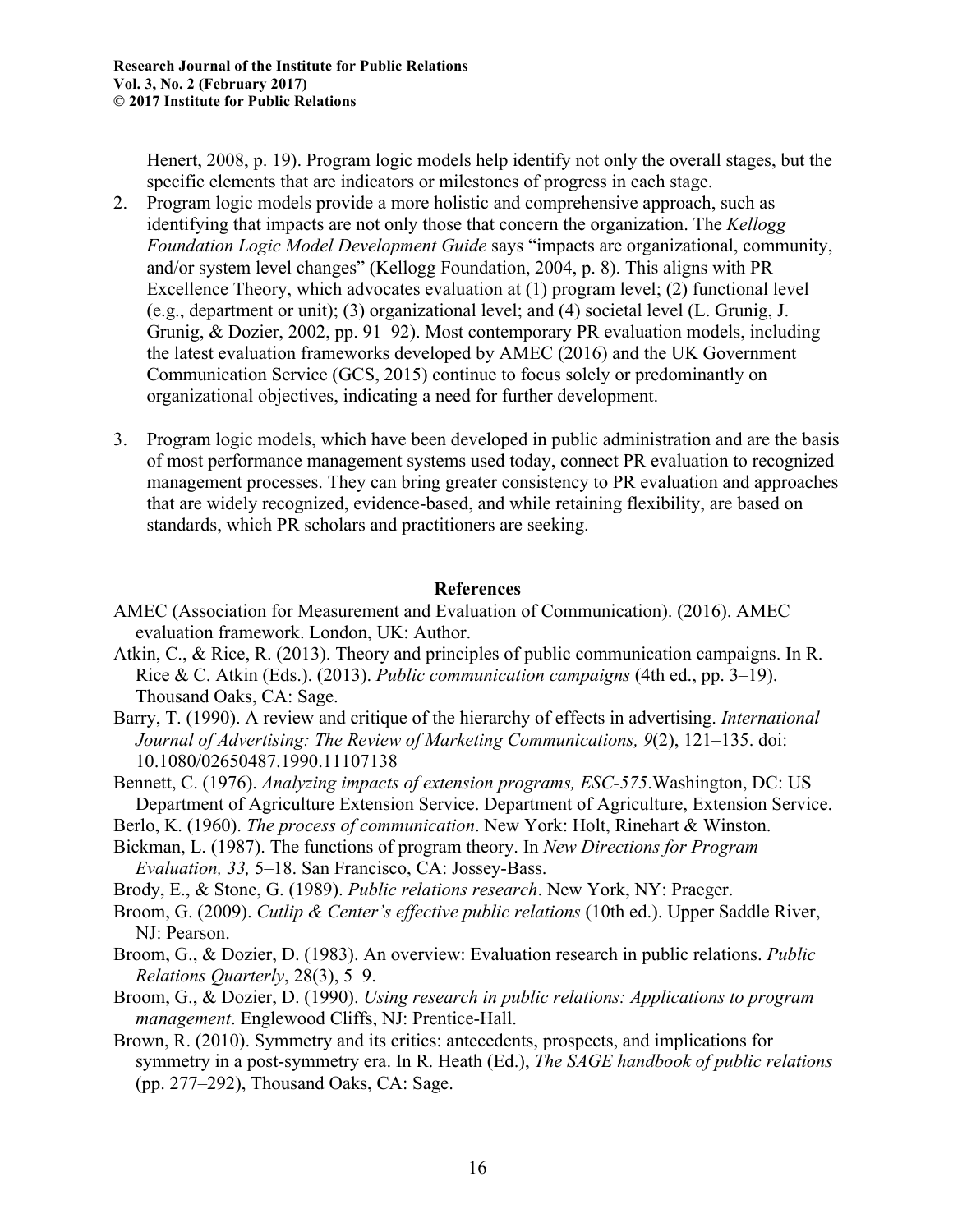Henert, 2008, p. 19). Program logic models help identify not only the overall stages, but the specific elements that are indicators or milestones of progress in each stage.

2. Program logic models provide a more holistic and comprehensive approach, such as identifying that impacts are not only those that concern the organization. The *Kellogg Foundation Logic Model Development Guide* says "impacts are organizational, community, and/or system level changes" (Kellogg Foundation, 2004, p. 8). This aligns with PR Excellence Theory, which advocates evaluation at (1) program level; (2) functional level (e.g., department or unit); (3) organizational level; and (4) societal level (L. Grunig, J. Grunig, & Dozier, 2002, pp. 91–92). Most contemporary PR evaluation models, including the latest evaluation frameworks developed by AMEC (2016) and the UK Government Communication Service (GCS, 2015) continue to focus solely or predominantly on organizational objectives, indicating a need for further development.

3. Program logic models, which have been developed in public administration and are the basis of most performance management systems used today, connect PR evaluation to recognized management processes. They can bring greater consistency to PR evaluation and approaches that are widely recognized, evidence-based, and while retaining flexibility, are based on standards, which PR scholars and practitioners are seeking.

## References

AMEC (Association for Measurement and Evaluation of Communication). (2016). AMEC evaluation framework. London, UK: Author.

Atkin, C., & Rice, R. (2013). Theory and principles of public communication campaigns. In R. Rice & C. Atkin (Eds.). (2013). *Public communication campaigns* (4th ed., pp. 3–19). Thousand Oaks, CA: Sage.

Barry, T. (1990). A review and critique of the hierarchy of effects in advertising. *International Journal of Advertising: The Review of Marketing Communications, 9*(2), 121–135. doi: 10.1080/02650487.1990.11107138

Bennett, C. (1976). *Analyzing impacts of extension programs, ESC-575*.Washington, DC: US Department of Agriculture Extension Service. Department of Agriculture, Extension Service.

Berlo, K. (1960). *The process of communication*. New York: Holt, Rinehart & Winston.

Bickman, L. (1987). The functions of program theory. In *New Directions for Program Evaluation, 33,* 5–18. San Francisco, CA: Jossey-Bass.

Brody, E., & Stone, G. (1989). *Public relations research*. New York, NY: Praeger.

Broom, G. (2009). *Cutlip & Center's effective public relations* (10th ed.). Upper Saddle River, NJ: Pearson.

Broom, G., & Dozier, D. (1983). An overview: Evaluation research in public relations. *Public Relations Quarterly*, 28(3), 5–9.

Broom, G., & Dozier, D. (1990). *Using research in public relations: Applications to program management*. Englewood Cliffs, NJ: Prentice-Hall.

Brown, R. (2010). Symmetry and its critics: antecedents, prospects, and implications for symmetry in a post-symmetry era. In R. Heath (Ed.), *The SAGE handbook of public relations* (pp. 277–292), Thousand Oaks, CA: Sage.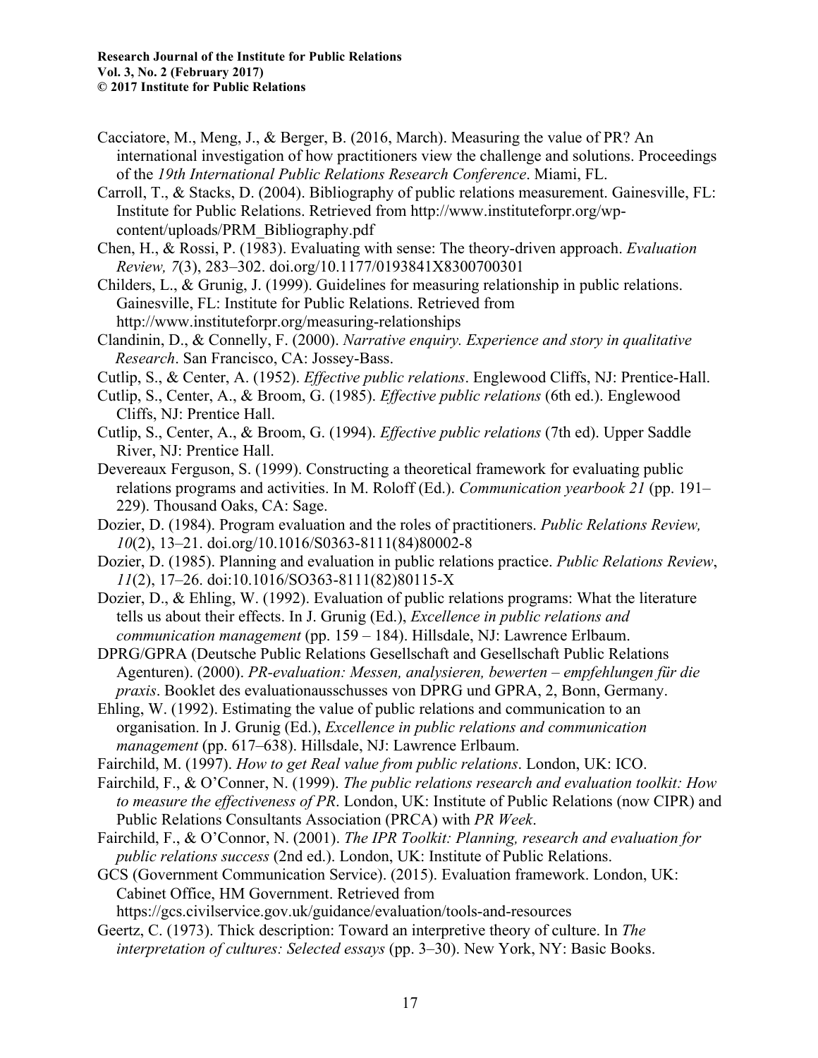Cacciatore, M., Meng, J., & Berger, B. (2016, March). Measuring the value of PR? An international investigation of how practitioners view the challenge and solutions. Proceedings of the *19th International Public Relations Research Conference*. Miami, FL.

Carroll, T., & Stacks, D. (2004). Bibliography of public relations measurement. Gainesville, FL: Institute for Public Relations. Retrieved from http://www.instituteforpr.org/wp-content/uploads/PRM_Bibliography.pdf

Chen, H., & Rossi, P. (1983). Evaluating with sense: The theory-driven approach. *Evaluation Review, 7*(3), 283–302. doi.org/10.1177/0193841X8300700301

Childers, L., & Grunig, J. (1999). Guidelines for measuring relationship in public relations. Gainesville, FL: Institute for Public Relations. Retrieved from http://www.instituteforpr.org/measuring-relationships

Clandinin, D., & Connelly, F. (2000). *Narrative enquiry. Experience and story in qualitative Research*. San Francisco, CA: Jossey-Bass.

Cutlip, S., & Center, A. (1952). *Effective public relations*. Englewood Cliffs, NJ: Prentice-Hall.

Cutlip, S., Center, A., & Broom, G. (1985). *Effective public relations* (6th ed.). Englewood Cliffs, NJ: Prentice Hall.

Cutlip, S., Center, A., & Broom, G. (1994). *Effective public relations* (7th ed). Upper Saddle River, NJ: Prentice Hall.

Devereaux Ferguson, S. (1999). Constructing a theoretical framework for evaluating public relations programs and activities. In M. Roloff (Ed.). *Communication yearbook 21* (pp. 191–229). Thousand Oaks, CA: Sage.

Dozier, D. (1984). Program evaluation and the roles of practitioners. *Public Relations Review, 10*(2), 13–21. doi.org/10.1016/S0363-8111(84)80002-8

Dozier, D. (1985). Planning and evaluation in public relations practice. *Public Relations Review*, *11*(2), 17–26. doi:10.1016/SO363-8111(82)80115-X

Dozier, D., & Ehling, W. (1992). Evaluation of public relations programs: What the literature tells us about their effects. In J. Grunig (Ed.), *Excellence in public relations and communication management* (pp. 159 – 184). Hillsdale, NJ: Lawrence Erlbaum.

DPRG/GPRA (Deutsche Public Relations Gesellschaft and Gesellschaft Public Relations Agenturen). (2000). *PR-evaluation: Messen, analysieren, bewerten – empfehlungen für die praxis*. Booklet des evaluationausschusses von DPRG und GPRA, 2, Bonn, Germany.

Ehling, W. (1992). Estimating the value of public relations and communication to an organisation. In J. Grunig (Ed.), *Excellence in public relations and communication management* (pp. 617–638). Hillsdale, NJ: Lawrence Erlbaum.

Fairchild, M. (1997). *How to get Real value from public relations*. London, UK: ICO.

Fairchild, F., & O'Conner, N. (1999). *The public relations research and evaluation toolkit: How to measure the effectiveness of PR*. London, UK: Institute of Public Relations (now CIPR) and Public Relations Consultants Association (PRCA) with *PR Week*.

Fairchild, F., & O'Connor, N. (2001). *The IPR Toolkit: Planning, research and evaluation for public relations success* (2nd ed.). London, UK: Institute of Public Relations.

GCS (Government Communication Service). (2015). Evaluation framework. London, UK: Cabinet Office, HM Government. Retrieved from https://gcs.civilservice.gov.uk/guidance/evaluation/tools-and-resources

Geertz, C. (1973). Thick description: Toward an interpretive theory of culture. In *The interpretation of cultures: Selected essays* (pp. 3–30). New York, NY: Basic Books.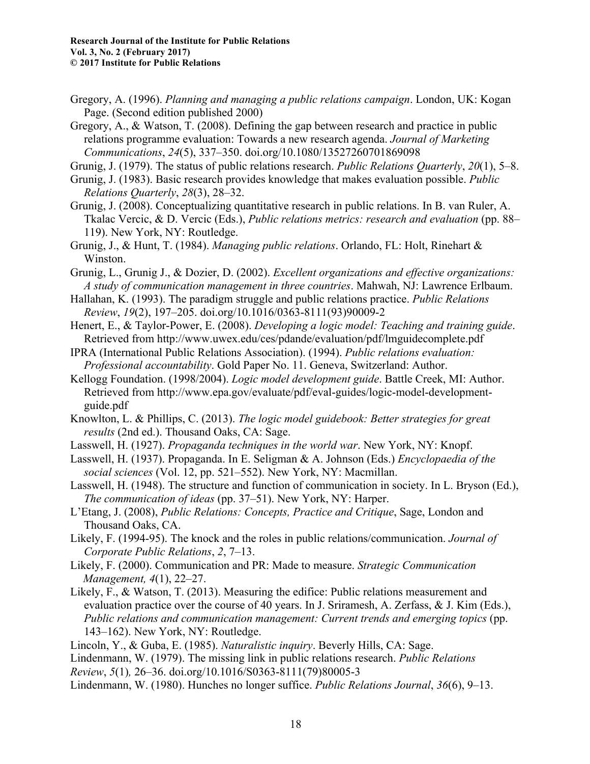Gregory, A. (1996). *Planning and managing a public relations campaign*. London, UK: Kogan Page. (Second edition published 2000)

Gregory, A., & Watson, T. (2008). Defining the gap between research and practice in public relations programme evaluation: Towards a new research agenda. *Journal of Marketing Communications*, *24*(5), 337–350. doi.org/10.1080/13527260701869098

Grunig, J. (1979). The status of public relations research. *Public Relations Quarterly*, *20*(1), 5–8.

Grunig, J. (1983). Basic research provides knowledge that makes evaluation possible. *Public Relations Quarterly*, *28*(3), 28–32.

Grunig, J. (2008). Conceptualizing quantitative research in public relations. In B. van Ruler, A. Tkalac Vercic, & D. Vercic (Eds.), *Public relations metrics: research and evaluation* (pp. 88–119). New York, NY: Routledge.

Grunig, J., & Hunt, T. (1984). *Managing public relations*. Orlando, FL: Holt, Rinehart & Winston.

Grunig, L., Grunig J., & Dozier, D. (2002). *Excellent organizations and effective organizations: A study of communication management in three countries*. Mahwah, NJ: Lawrence Erlbaum.

Hallahan, K. (1993). The paradigm struggle and public relations practice. *Public Relations Review*, *19*(2), 197–205. doi.org/10.1016/0363-8111(93)90009-2

Henert, E., & Taylor-Power, E. (2008). *Developing a logic model: Teaching and training guide*. Retrieved from http://www.uwex.edu/ces/pdande/evaluation/pdf/lmguidecomplete.pdf

IPRA (International Public Relations Association). (1994). *Public relations evaluation: Professional accountability*. Gold Paper No. 11. Geneva, Switzerland: Author.

Kellogg Foundation. (1998/2004). *Logic model development guide*. Battle Creek, MI: Author. Retrieved from http://www.epa.gov/evaluate/pdf/eval-guides/logic-model-development-guide.pdf

Knowlton, L. & Phillips, C. (2013). *The logic model guidebook: Better strategies for great results* (2nd ed.). Thousand Oaks, CA: Sage.

Lasswell, H. (1927). *Propaganda techniques in the world war*. New York, NY: Knopf.

Lasswell, H. (1937). Propaganda. In E. Seligman & A. Johnson (Eds.) *Encyclopaedia of the social sciences* (Vol. 12, pp. 521–552). New York, NY: Macmillan.

Lasswell, H. (1948). The structure and function of communication in society. In L. Bryson (Ed.), *The communication of ideas* (pp. 37–51). New York, NY: Harper.

L'Etang, J. (2008), *Public Relations: Concepts, Practice and Critique*, Sage, London and Thousand Oaks, CA.

Likely, F. (1994-95). The knock and the roles in public relations/communication. *Journal of Corporate Public Relations*, *2*, 7–13.

Likely, F. (2000). Communication and PR: Made to measure. *Strategic Communication Management, 4*(1), 22–27.

Likely, F., & Watson, T. (2013). Measuring the edifice: Public relations measurement and evaluation practice over the course of 40 years. In J. Sriramesh, A. Zerfass, & J. Kim (Eds.), *Public relations and communication management: Current trends and emerging topics* (pp. 143–162). New York, NY: Routledge.

Lincoln, Y., & Guba, E. (1985). *Naturalistic inquiry*. Beverly Hills, CA: Sage.

Lindenmann, W. (1979). The missing link in public relations research. *Public Relations Review*, *5*(1)*,* 26–36. doi.org/10.1016/S0363-8111(79)80005-3

Lindenmann, W. (1980). Hunches no longer suffice. *Public Relations Journal*, *36*(6), 9–13.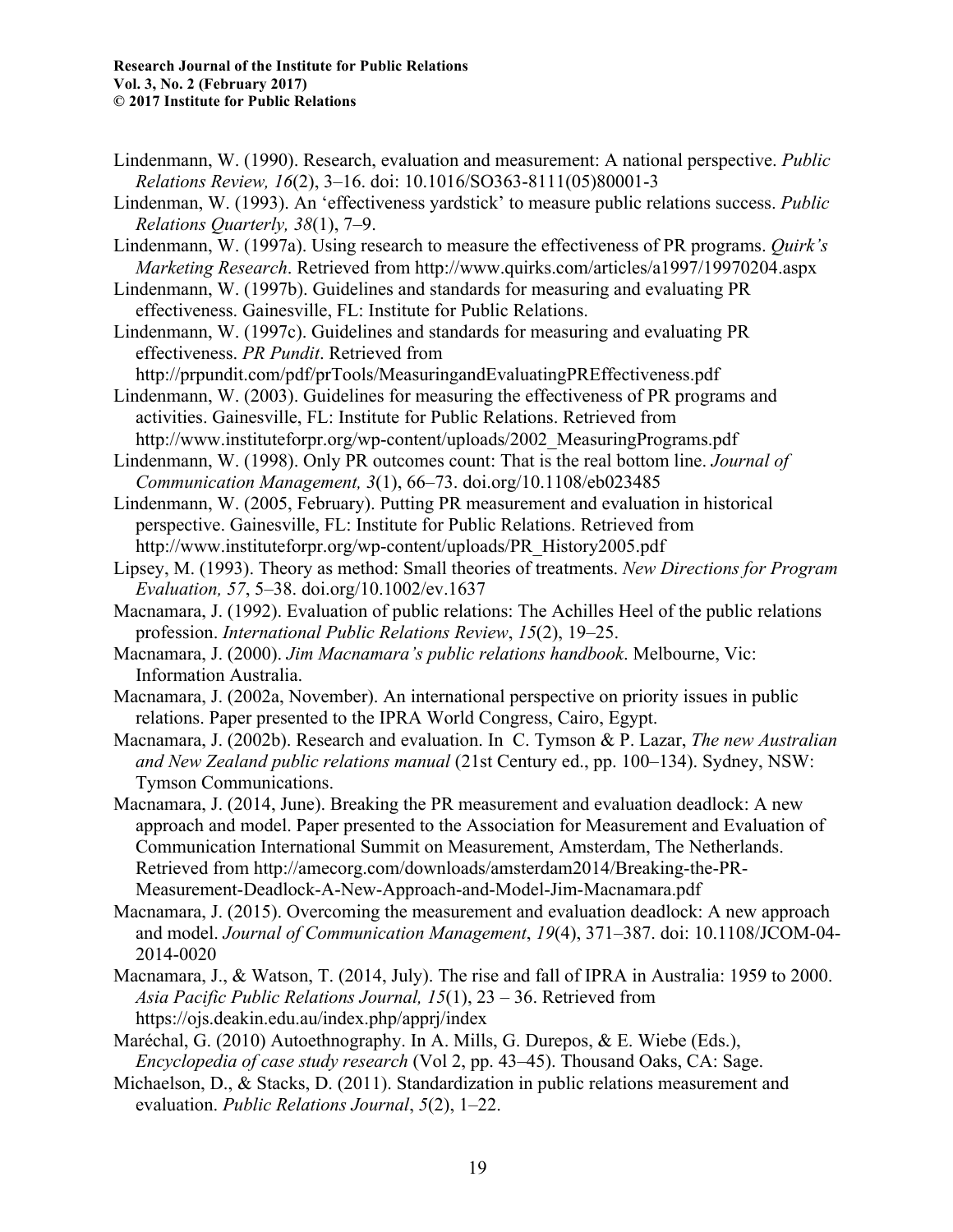Lindenmann, W. (1990). Research, evaluation and measurement: A national perspective. *Public Relations Review, 16*(2), 3–16. doi: 10.1016/SO363-8111(05)80001-3

Lindenman, W. (1993). An 'effectiveness yardstick' to measure public relations success. *Public Relations Quarterly, 38*(1), 7–9.

Lindenmann, W. (1997a). Using research to measure the effectiveness of PR programs. *Quirk's Marketing Research*. Retrieved from http://www.quirks.com/articles/a1997/19970204.aspx

Lindenmann, W. (1997b). Guidelines and standards for measuring and evaluating PR effectiveness. Gainesville, FL: Institute for Public Relations.

Lindenmann, W. (1997c). Guidelines and standards for measuring and evaluating PR effectiveness. *PR Pundit*. Retrieved from http://prpundit.com/pdf/prTools/MeasuringandEvaluatingPREffectiveness.pdf

Lindenmann, W. (2003). Guidelines for measuring the effectiveness of PR programs and activities. Gainesville, FL: Institute for Public Relations. Retrieved from http://www.instituteforpr.org/wp-content/uploads/2002_MeasuringPrograms.pdf

Lindenmann, W. (1998). Only PR outcomes count: That is the real bottom line. *Journal of Communication Management, 3*(1), 66–73. doi.org/10.1108/eb023485

Lindenmann, W. (2005, February). Putting PR measurement and evaluation in historical perspective. Gainesville, FL: Institute for Public Relations. Retrieved from http://www.instituteforpr.org/wp-content/uploads/PR_History2005.pdf

Lipsey, M. (1993). Theory as method: Small theories of treatments. *New Directions for Program Evaluation, 57*, 5–38. doi.org/10.1002/ev.1637

Macnamara, J. (1992). Evaluation of public relations: The Achilles Heel of the public relations profession. *International Public Relations Review*, *15*(2), 19–25.

Macnamara, J. (2000). *Jim Macnamara's public relations handbook*. Melbourne, Vic: Information Australia.

Macnamara, J. (2002a, November). An international perspective on priority issues in public relations. Paper presented to the IPRA World Congress, Cairo, Egypt.

Macnamara, J. (2002b). Research and evaluation. In C. Tymson & P. Lazar, *The new Australian and New Zealand public relations manual* (21st Century ed., pp. 100–134). Sydney, NSW: Tymson Communications.

Macnamara, J. (2014, June). Breaking the PR measurement and evaluation deadlock: A new approach and model. Paper presented to the Association for Measurement and Evaluation of Communication International Summit on Measurement, Amsterdam, The Netherlands. Retrieved from http://amecorg.com/downloads/amsterdam2014/Breaking-the-PR-Measurement-Deadlock-A-New-Approach-and-Model-Jim-Macnamara.pdf

Macnamara, J. (2015). Overcoming the measurement and evaluation deadlock: A new approach and model. *Journal of Communication Management*, *19*(4), 371–387. doi: 10.1108/JCOM-04-2014-0020

Macnamara, J., & Watson, T. (2014, July). The rise and fall of IPRA in Australia: 1959 to 2000. *Asia Pacific Public Relations Journal, 15*(1), 23 – 36. Retrieved from https://ojs.deakin.edu.au/index.php/apprj/index

Maréchal, G. (2010) Autoethnography. In A. Mills, G. Durepos, & E. Wiebe (Eds.), *Encyclopedia of case study research* (Vol 2, pp. 43–45). Thousand Oaks, CA: Sage.

Michaelson, D., & Stacks, D. (2011). Standardization in public relations measurement and evaluation. *Public Relations Journal*, *5*(2), 1–22.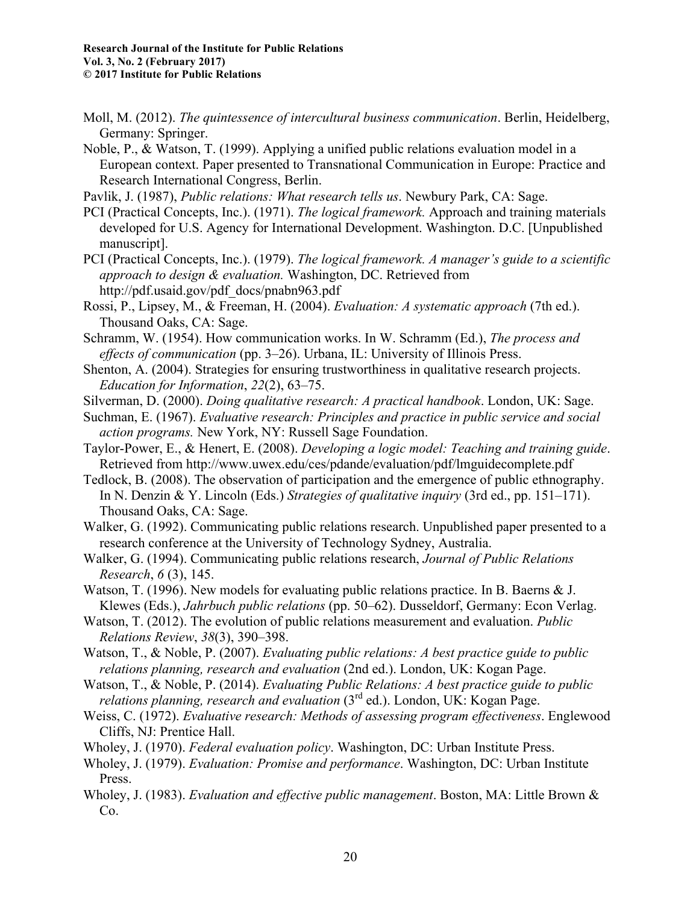Moll, M. (2012). *The quintessence of intercultural business communication*. Berlin, Heidelberg, Germany: Springer.

Noble, P., & Watson, T. (1999). Applying a unified public relations evaluation model in a European context. Paper presented to Transnational Communication in Europe: Practice and Research International Congress, Berlin.

Pavlik, J. (1987), *Public relations: What research tells us*. Newbury Park, CA: Sage.

PCI (Practical Concepts, Inc.). (1971). *The logical framework.* Approach and training materials developed for U.S. Agency for International Development. Washington. D.C. [Unpublished manuscript].

PCI (Practical Concepts, Inc.). (1979). *The logical framework. A manager's guide to a scientific approach to design & evaluation.* Washington, DC. Retrieved from http://pdf.usaid.gov/pdf_docs/pnabn963.pdf

Rossi, P., Lipsey, M., & Freeman, H. (2004). *Evaluation: A systematic approach* (7th ed.). Thousand Oaks, CA: Sage.

Schramm, W. (1954). How communication works. In W. Schramm (Ed.), *The process and effects of communication* (pp. 3–26). Urbana, IL: University of Illinois Press.

Shenton, A. (2004). Strategies for ensuring trustworthiness in qualitative research projects. *Education for Information*, *22*(2), 63–75.

Silverman, D. (2000). *Doing qualitative research: A practical handbook*. London, UK: Sage.

Suchman, E. (1967). *Evaluative research: Principles and practice in public service and social action programs.* New York, NY: Russell Sage Foundation.

Taylor-Power, E., & Henert, E. (2008). *Developing a logic model: Teaching and training guide*. Retrieved from http://www.uwex.edu/ces/pdande/evaluation/pdf/lmguidecomplete.pdf

Tedlock, B. (2008). The observation of participation and the emergence of public ethnography. In N. Denzin & Y. Lincoln (Eds.) *Strategies of qualitative inquiry* (3rd ed., pp. 151–171). Thousand Oaks, CA: Sage.

Walker, G. (1992). Communicating public relations research. Unpublished paper presented to a research conference at the University of Technology Sydney, Australia.

Walker, G. (1994). Communicating public relations research, *Journal of Public Relations Research*, *6* (3), 145.

Watson, T. (1996). New models for evaluating public relations practice. In B. Baerns & J. Klewes (Eds.), *Jahrbuch public relations* (pp. 50–62). Dusseldorf, Germany: Econ Verlag.

Watson, T. (2012). The evolution of public relations measurement and evaluation. *Public Relations Review*, *38*(3), 390–398.

Watson, T., & Noble, P. (2007). *Evaluating public relations: A best practice guide to public relations planning, research and evaluation* (2nd ed.). London, UK: Kogan Page.

Watson, T., & Noble, P. (2014). *Evaluating Public Relations: A best practice guide to public relations planning, research and evaluation* (3rd ed.). London, UK: Kogan Page.

Weiss, C. (1972). *Evaluative research: Methods of assessing program effectiveness*. Englewood Cliffs, NJ: Prentice Hall.

Wholey, J. (1970). *Federal evaluation policy*. Washington, DC: Urban Institute Press.

Wholey, J. (1979). *Evaluation: Promise and performance*. Washington, DC: Urban Institute Press.

Wholey, J. (1983). *Evaluation and effective public management*. Boston, MA: Little Brown & Co.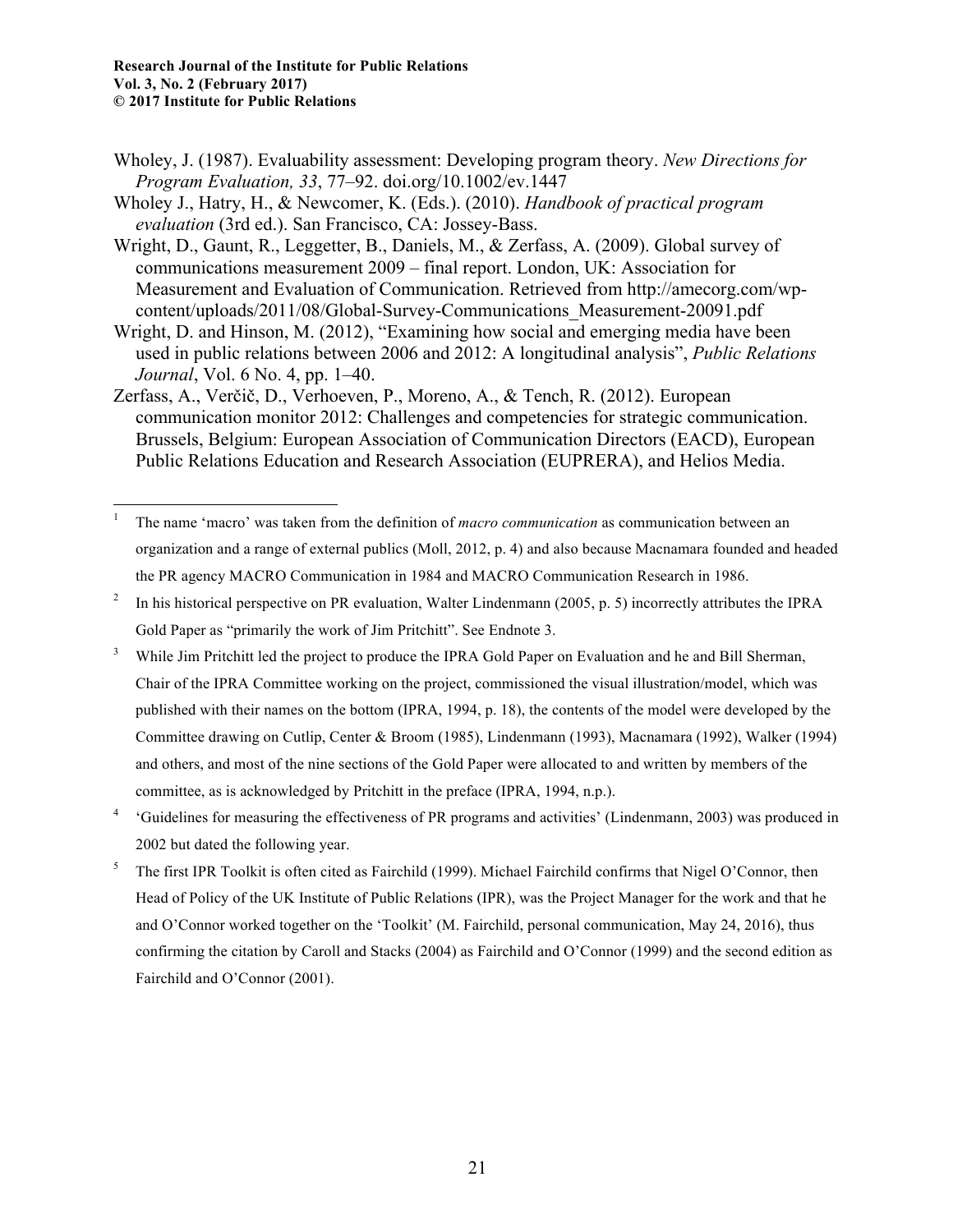Wholey, J. (1987). Evaluability assessment: Developing program theory. *New Directions for Program Evaluation, 33*, 77–92. doi.org/10.1002/ev.1447

Wholey J., Hatry, H., & Newcomer, K. (Eds.). (2010). *Handbook of practical program evaluation* (3rd ed.). San Francisco, CA: Jossey-Bass.

Wright, D., Gaunt, R., Leggetter, B., Daniels, M., & Zerfass, A. (2009). Global survey of communications measurement 2009 – final report. London, UK: Association for Measurement and Evaluation of Communication. Retrieved from http://amecorg.com/wp-content/uploads/2011/08/Global-Survey-Communications_Measurement-20091.pdf

Wright, D. and Hinson, M. (2012), "Examining how social and emerging media have been used in public relations between 2006 and 2012: A longitudinal analysis", *Public Relations Journal*, Vol. 6 No. 4, pp. 1–40.

Zerfass, A., Verčič, D., Verhoeven, P., Moreno, A., & Tench, R. (2012). European communication monitor 2012: Challenges and competencies for strategic communication. Brussels, Belgium: European Association of Communication Directors (EACD), European Public Relations Education and Research Association (EUPRERA), and Helios Media.

---

[1] The name 'macro' was taken from the definition of *macro communication* as communication between an organization and a range of external publics (Moll, 2012, p. 4) and also because Macnamara founded and headed the PR agency MACRO Communication in 1984 and MACRO Communication Research in 1986.

[2] In his historical perspective on PR evaluation, Walter Lindenmann (2005, p. 5) incorrectly attributes the IPRA Gold Paper as "primarily the work of Jim Pritchitt". See Endnote 3.

[3] While Jim Pritchitt led the project to produce the IPRA Gold Paper on Evaluation and he and Bill Sherman, Chair of the IPRA Committee working on the project, commissioned the visual illustration/model, which was published with their names on the bottom (IPRA, 1994, p. 18), the contents of the model were developed by the Committee drawing on Cutlip, Center & Broom (1985), Lindenmann (1993), Macnamara (1992), Walker (1994) and others, and most of the nine sections of the Gold Paper were allocated to and written by members of the committee, as is acknowledged by Pritchitt in the preface (IPRA, 1994, n.p.).

[4] 'Guidelines for measuring the effectiveness of PR programs and activities' (Lindenmann, 2003) was produced in 2002 but dated the following year.

[5] The first IPR Toolkit is often cited as Fairchild (1999). Michael Fairchild confirms that Nigel O'Connor, then Head of Policy of the UK Institute of Public Relations (IPR), was the Project Manager for the work and that he and O'Connor worked together on the 'Toolkit' (M. Fairchild, personal communication, May 24, 2016), thus confirming the citation by Caroll and Stacks (2004) as Fairchild and O'Connor (1999) and the second edition as Fairchild and O'Connor (2001).